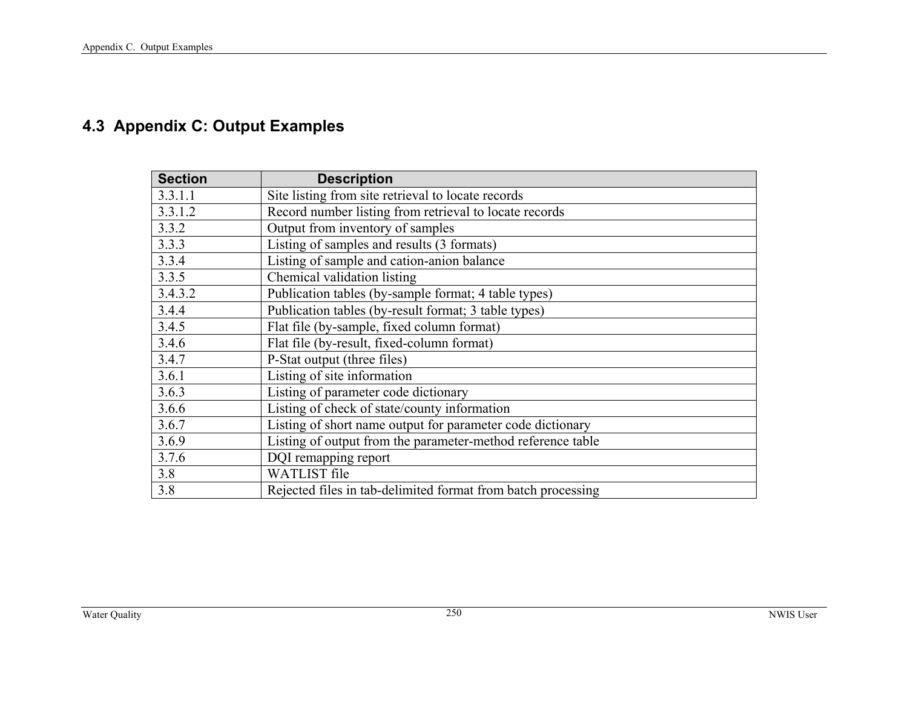## 4.3 Appendix C: Output Examples

| Section | Description |
| --- | --- |
| 3.3.1.1 | Site listing from site retrieval to locate records |
| 3.3.1.2 | Record number listing from retrieval to locate records |
| 3.3.2 | Output from inventory of samples |
| 3.3.3 | Listing of samples and results (3 formats) |
| 3.3.4 | Listing of sample and cation-anion balance |
| 3.3.5 | Chemical validation listing |
| 3.4.3.2 | Publication tables (by-sample format; 4 table types) |
| 3.4.4 | Publication tables (by-result format; 3 table types) |
| 3.4.5 | Flat file (by-sample, fixed column format) |
| 3.4.6 | Flat file (by-result, fixed-column format) |
| 3.4.7 | P-Stat output (three files) |
| 3.6.1 | Listing of site information |
| 3.6.3 | Listing of parameter code dictionary |
| 3.6.6 | Listing of check of state/county information |
| 3.6.7 | Listing of short name output for parameter code dictionary |
| 3.6.9 | Listing of output from the parameter-method reference table |
| 3.7.6 | DQI remapping report |
| 3.8 | WATLIST file |
| 3.8 | Rejected files in tab-delimited format from batch processing |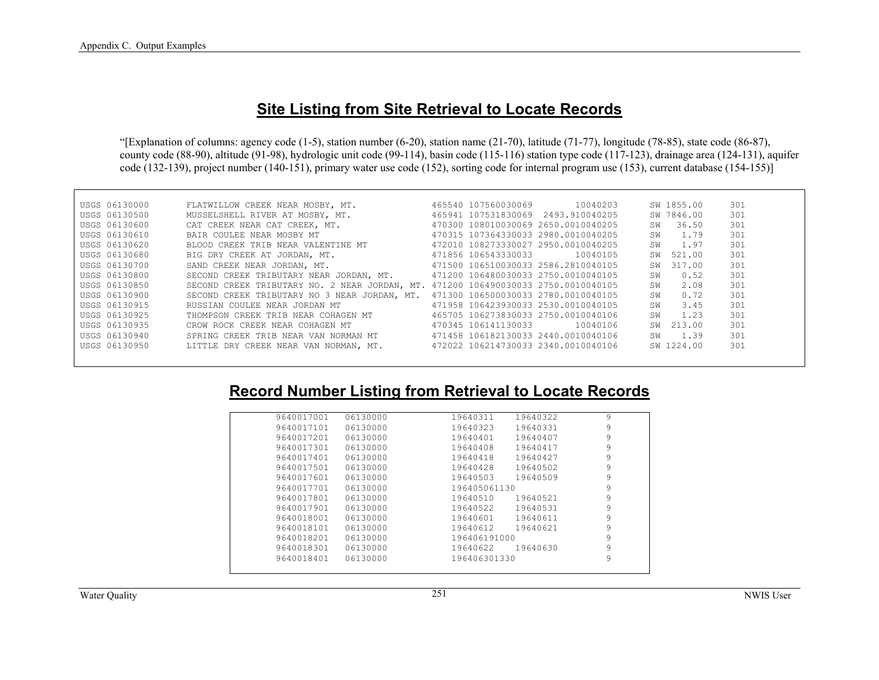## Site Listing from Site Retrieval to Locate Records

“[Explanation of columns: agency code (1-5), station number (6-20), station name (21-70), latitude (71-77), longitude (78-85), state code (86-87), county code (88-90), altitude (91-98), hydrologic unit code (99-114), basin code (115-116) station type code (117-123), drainage area (124-131), aquifer code (132-139), project number (140-151), primary water use code (152), sorting code for internal program use (153), current database (154-155)]

```
USGS 06130000       FLATWILLOW CREEK NEAR MOSBY, MT.              465540 107560030069        10040203      SW 1855.00      301
USGS 06130500       MUSSELSHELL RIVER AT MOSBY, MT.               465941 107531830069  2493.910040205      SW 7846.00      301
USGS 06130600       CAT CREEK NEAR CAT CREEK, MT.                 470300 108010030069 2650.0010040205      SW   36.50      301
USGS 06130610       BAIR COULEE NEAR MOSBY MT                     470315 107364330033 2980.0010040205      SW    1.79      301
USGS 06130620       BLOOD CREEK TRIB NEAR VALENTINE MT            472010 108273330027 2950.0010040205      SW    1.97      301
USGS 06130680       BIG DRY CREEK AT JORDAN, MT.                  471856 106543330033        10040105      SW  521.00      301
USGS 06130700       SAND CREEK NEAR JORDAN, MT.                   471500 106510030033 2586.2810040105      SW  317.00      301
USGS 06130800       SECOND CREEK TRIBUTARY NEAR JORDAN, MT.       471200 106480030033 2750.0010040105      SW    0.52      301
USGS 06130850       SECOND CREEK TRIBUTARY NO. 2 NEAR JORDAN, MT. 471200 106490030033 2750.0010040105      SW    2.08      301
USGS 06130900       SECOND CREEK TRIBUTARY NO 3 NEAR JORDAN, MT.  471300 106500030033 2780.0010040105      SW    0.72      301
USGS 06130915       RUSSIAN COULEE NEAR JORDAN MT                 471958 106423930033 2530.0010040105      SW    3.45      301
USGS 06130925       THOMPSON CREEK TRIB NEAR COHAGEN MT           465705 106273830033 2750.0010040106      SW    1.23      301
USGS 06130935       CROW ROCK CREEK NEAR COHAGEN MT               470345 106141130033        10040106      SW  213.00      301
USGS 06130940       SPRING CREEK TRIB NEAR VAN NORMAN MT          471458 106182130033 2440.0010040106      SW    1.39      301
USGS 06130950       LITTLE DRY CREEK NEAR VAN NORMAN, MT.         472022 106214730033 2340.0010040106      SW 1224.00      301
```

## Record Number Listing from Retrieval to Locate Records

```
9640017001   06130000          19640311    19640322         9
9640017101   06130000          19640323    19640331         9
9640017201   06130000          19640401    19640407         9
9640017301   06130000          19640408    19640417         9
9640017401   06130000          19640418    19640427         9
9640017501   06130000          19640428    19640502         9
9640017601   06130000          19640503    19640509         9
9640017701   06130000          196405061130                 9
9640017801   06130000          19640510    19640521         9
9640017901   06130000          19640522    19640531         9
9640018001   06130000          19640601    19640611         9
9640018101   06130000          19640612    19640621         9
9640018201   06130000          196406191000                 9
9640018301   06130000          19640622    19640630         9
9640018401   06130000          196406301330                 9
```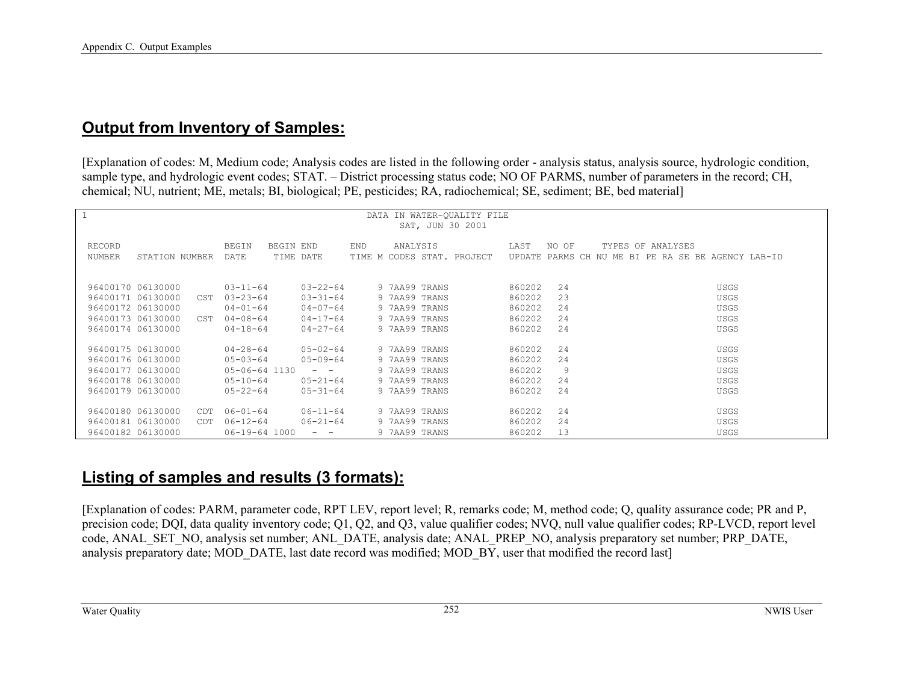## Output from Inventory of Samples:

[Explanation of codes: M, Medium code; Analysis codes are listed in the following order - analysis status, analysis source, hydrologic condition, sample type, and hydrologic event codes; STAT. – District processing status code; NO OF PARMS, number of parameters in the record; CH, chemical; NU, nutrient; ME, metals; BI, biological; PE, pesticides; RA, radiochemical; SE, sediment; BE, bed material]

```
1                                                  DATA IN WATER-QUALITY FILE
                                                          SAT, JUN 30 2001

 RECORD                   BEGIN   BEGIN END      END     ANALYSIS             LAST   NO OF     TYPES OF ANALYSES
 NUMBER   STATION NUMBER  DATE     TIME DATE     TIME M CODES STAT. PROJECT   UPDATE PARMS CH NU ME BI PE RA SE BE AGENCY LAB-ID


 96400170 06130000        03-11-64      03-22-64      9 7AA99 TRANS           860202   24                            USGS
 96400171 06130000    CST 03-23-64      03-31-64      9 7AA99 TRANS           860202   23                            USGS
 96400172 06130000        04-01-64      04-07-64      9 7AA99 TRANS           860202   24                            USGS
 96400173 06130000    CST 04-08-64      04-17-64      9 7AA99 TRANS           860202   24                            USGS
 96400174 06130000        04-18-64      04-27-64      9 7AA99 TRANS           860202   24                            USGS

 96400175 06130000        04-28-64      05-02-64      9 7AA99 TRANS           860202   24                            USGS
 96400176 06130000        05-03-64      05-09-64      9 7AA99 TRANS           860202   24                            USGS
 96400177 06130000        05-06-64 1130   -  -        9 7AA99 TRANS           860202    9                            USGS
 96400178 06130000        05-10-64      05-21-64      9 7AA99 TRANS           860202   24                            USGS
 96400179 06130000        05-22-64      05-31-64      9 7AA99 TRANS           860202   24                            USGS

 96400180 06130000    CDT 06-01-64      06-11-64      9 7AA99 TRANS           860202   24                            USGS
 96400181 06130000    CDT 06-12-64      06-21-64      9 7AA99 TRANS           860202   24                            USGS
 96400182 06130000        06-19-64 1000   -  -        9 7AA99 TRANS           860202   13                            USGS
```

## Listing of samples and results (3 formats):

[Explanation of codes: PARM, parameter code, RPT LEV, report level; R, remarks code; M, method code; Q, quality assurance code; PR and P, precision code; DQI, data quality inventory code; Q1, Q2, and Q3, value qualifier codes; NVQ, null value qualifier codes; RP-LVCD, report level code, ANAL_SET_NO, analysis set number; ANL_DATE, analysis date; ANAL_PREP_NO, analysis preparatory set number; PRP_DATE, analysis preparatory date; MOD_DATE, last date record was modified; MOD_BY, user that modified the record last]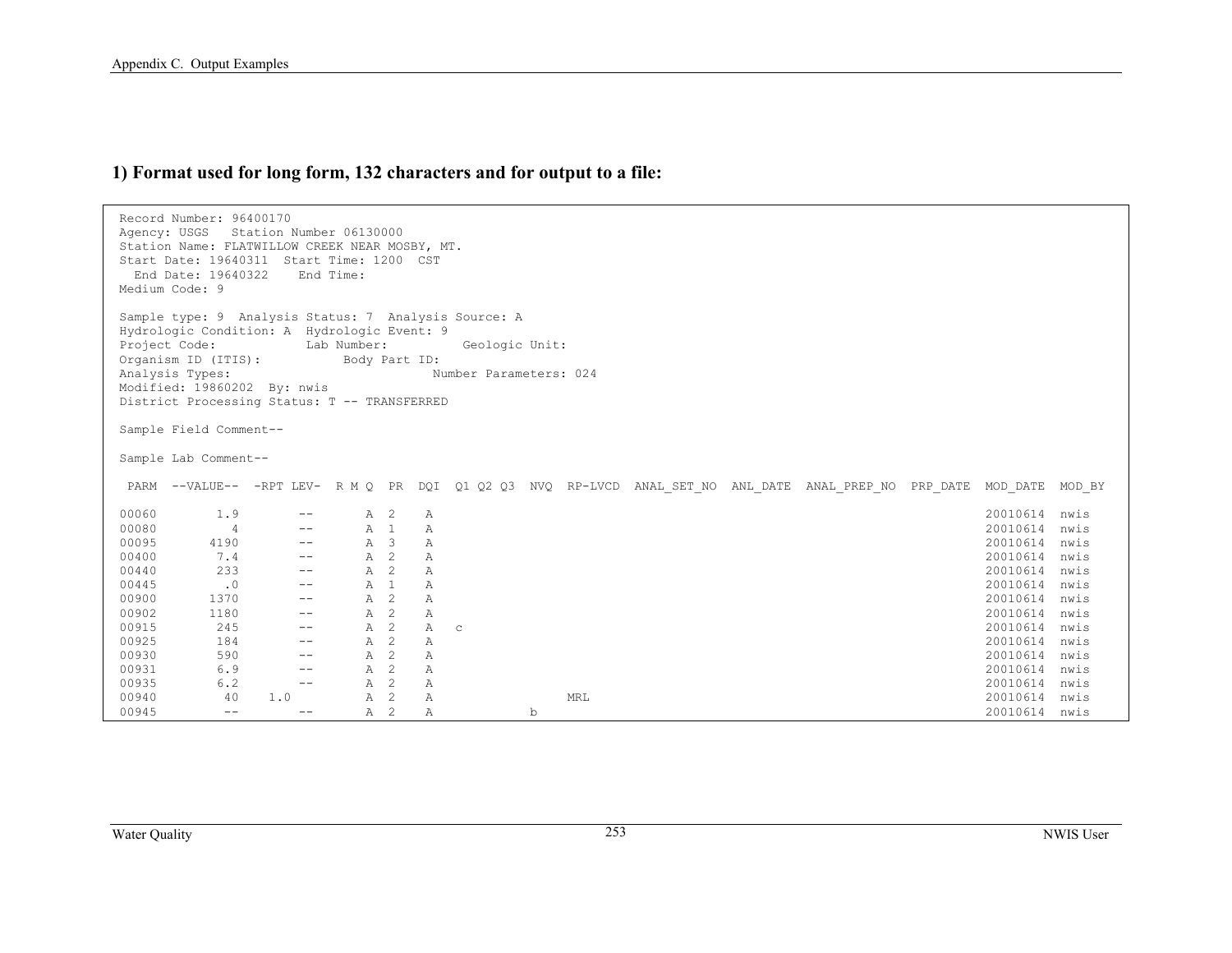## 1) Format used for long form, 132 characters and for output to a file:

```
 Record Number: 96400170
 Agency: USGS   Station Number 06130000
 Station Name: FLATWILLOW CREEK NEAR MOSBY, MT.
 Start Date: 19640311  Start Time: 1200  CST
   End Date: 19640322    End Time:
 Medium Code: 9

 Sample type: 9  Analysis Status: 7  Analysis Source: A
 Hydrologic Condition: A  Hydrologic Event: 9
 Project Code:            Lab Number:          Geologic Unit:
 Organism ID (ITIS):           Body Part ID:
 Analysis Types:                          Number Parameters: 024
 Modified: 19860202  By: nwis
 District Processing Status: T -- TRANSFERRED

 Sample Field Comment--

 Sample Lab Comment--

  PARM  --VALUE--  -RPT LEV-  R M Q  PR  DQI  Q1 Q2 Q3  NVQ  RP-LVCD  ANAL_SET_NO  ANL_DATE  ANAL_PREP_NO  PRP_DATE  MOD_DATE  MOD_BY

 00060       1.9        --       A  2    A                                                                                   20010614  nwis
 00080         4        --       A  1    A                                                                                   20010614  nwis
 00095      4190        --       A  3    A                                                                                   20010614  nwis
 00400       7.4        --       A  2    A                                                                                   20010614  nwis
 00440       233        --       A  2    A                                                                                   20010614  nwis
 00445        .0        --       A  1    A                                                                                   20010614  nwis
 00900      1370        --       A  2    A                                                                                   20010614  nwis
 00902      1180        --       A  2    A                                                                                   20010614  nwis
 00915       245        --       A  2    A   c                                                                               20010614  nwis
 00925       184        --       A  2    A                                                                                   20010614  nwis
 00930       590        --       A  2    A                                                                                   20010614  nwis
 00931       6.9        --       A  2    A                                                                                   20010614  nwis
 00935       6.2        --       A  2    A                                                                                   20010614  nwis
 00940        40    1.0          A  2    A                 MRL                                                               20010614  nwis
 00945        --        --       A  2    A            b                                                                      20010614  nwis
```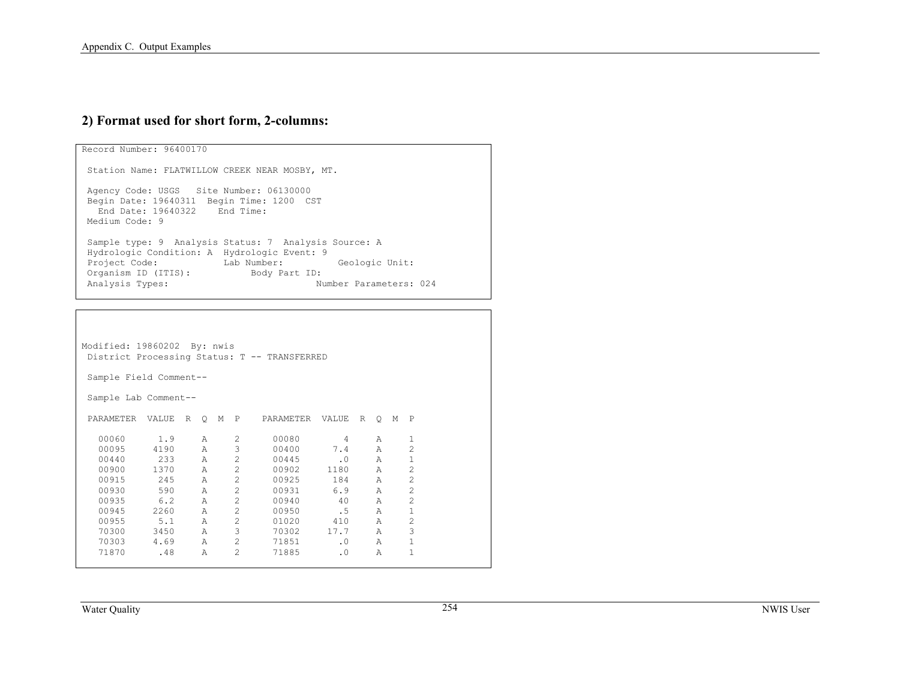## 2) Format used for short form, 2-columns:

```
Record Number: 96400170

 Station Name: FLATWILLOW CREEK NEAR MOSBY, MT.

 Agency Code: USGS   Site Number: 06130000
 Begin Date: 19640311  Begin Time: 1200  CST
   End Date: 19640322    End Time:
 Medium Code: 9

 Sample type: 9  Analysis Status: 7  Analysis Source: A
 Hydrologic Condition: A  Hydrologic Event: 9
 Project Code:            Lab Number:          Geologic Unit:
 Organism ID (ITIS):           Body Part ID:
 Analysis Types:                           Number Parameters: 024
```

```
Modified: 19860202  By: nwis
 District Processing Status: T -- TRANSFERRED

 Sample Field Comment--

 Sample Lab Comment--

 PARAMETER  VALUE  R  Q  M  P    PARAMETER  VALUE  R  Q  M  P

   00060      1.9     A     2      00080        4     A     1
   00095     4190     A     3      00400      7.4     A     2
   00440      233     A     2      00445       .0     A     1
   00900     1370     A     2      00902     1180     A     2
   00915      245     A     2      00925      184     A     2
   00930      590     A     2      00931      6.9     A     2
   00935      6.2     A     2      00940       40     A     2
   00945     2260     A     2      00950       .5     A     1
   00955      5.1     A     2      01020      410     A     2
   70300     3450     A     3      70302     17.7     A     3
   70303     4.69     A     2      71851       .0     A     1
   71870      .48     A     2      71885       .0     A     1
```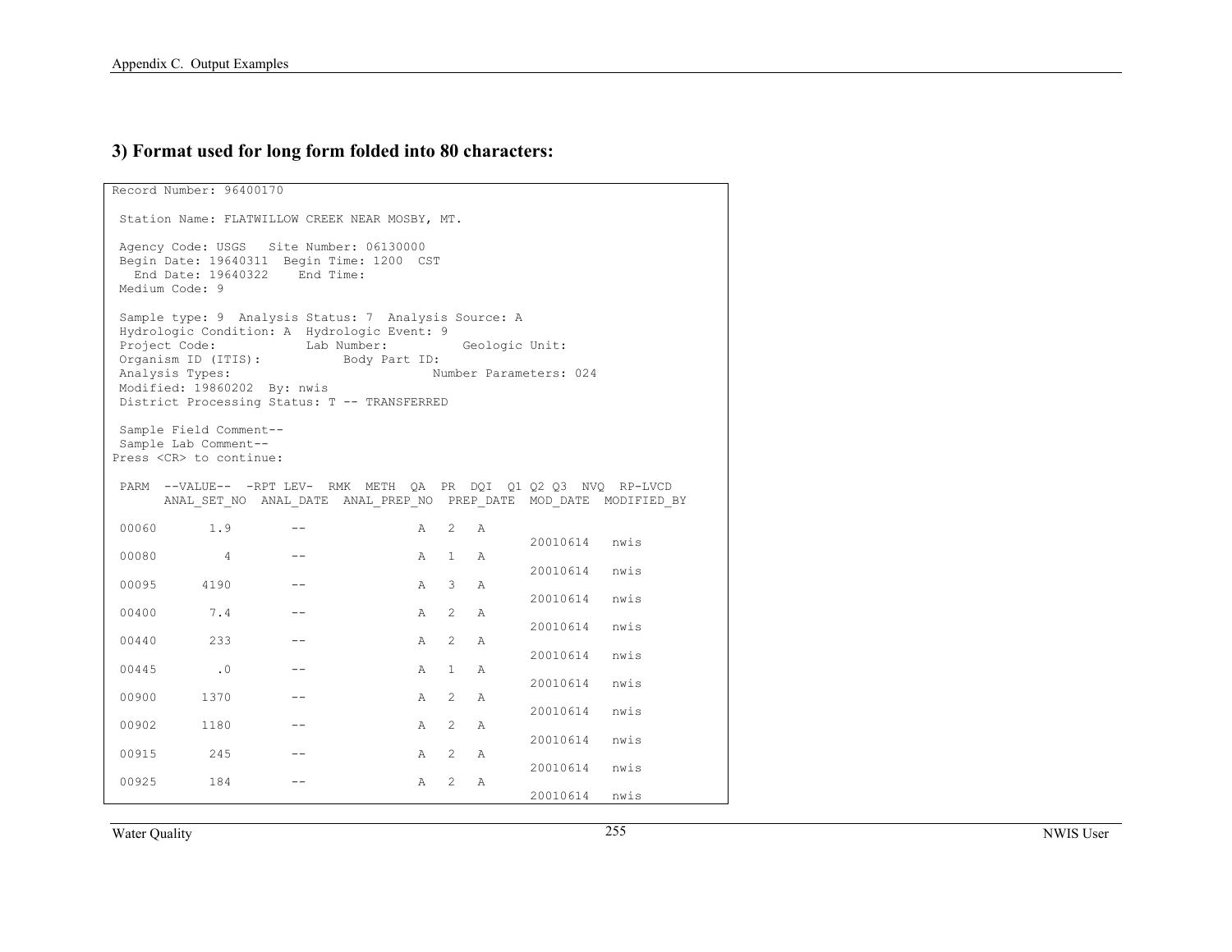### 3) Format used for long form folded into 80 characters:

```
Record Number: 96400170

 Station Name: FLATWILLOW CREEK NEAR MOSBY, MT.

 Agency Code: USGS   Site Number: 06130000
 Begin Date: 19640311  Begin Time: 1200  CST
   End Date: 19640322    End Time:
 Medium Code: 9

 Sample type: 9  Analysis Status: 7  Analysis Source: A
 Hydrologic Condition: A  Hydrologic Event: 9
 Project Code:            Lab Number:          Geologic Unit:
 Organism ID (ITIS):           Body Part ID:
 Analysis Types:                           Number Parameters: 024
 Modified: 19860202  By: nwis
 District Processing Status: T -- TRANSFERRED

 Sample Field Comment--
 Sample Lab Comment--
Press <CR> to continue:

 PARM  --VALUE--  -RPT LEV-  RMK  METH  QA  PR  DQI  Q1 Q2 Q3  NVQ  RP-LVCD
       ANAL_SET_NO  ANAL_DATE  ANAL_PREP_NO  PREP_DATE  MOD_DATE  MODIFIED_BY

 00060       1.9        --              A   2   A
                                                       20010614   nwis
 00080         4        --              A   1   A
                                                       20010614   nwis
 00095      4190        --              A   3   A
                                                       20010614   nwis
 00400       7.4        --              A   2   A
                                                       20010614   nwis
 00440       233        --              A   2   A
                                                       20010614   nwis
 00445        .0        --              A   1   A
                                                       20010614   nwis
 00900      1370        --              A   2   A
                                                       20010614   nwis
 00902      1180        --              A   2   A
                                                       20010614   nwis
 00915       245        --              A   2   A
                                                       20010614   nwis
 00925       184        --              A   2   A
                                                       20010614   nwis
```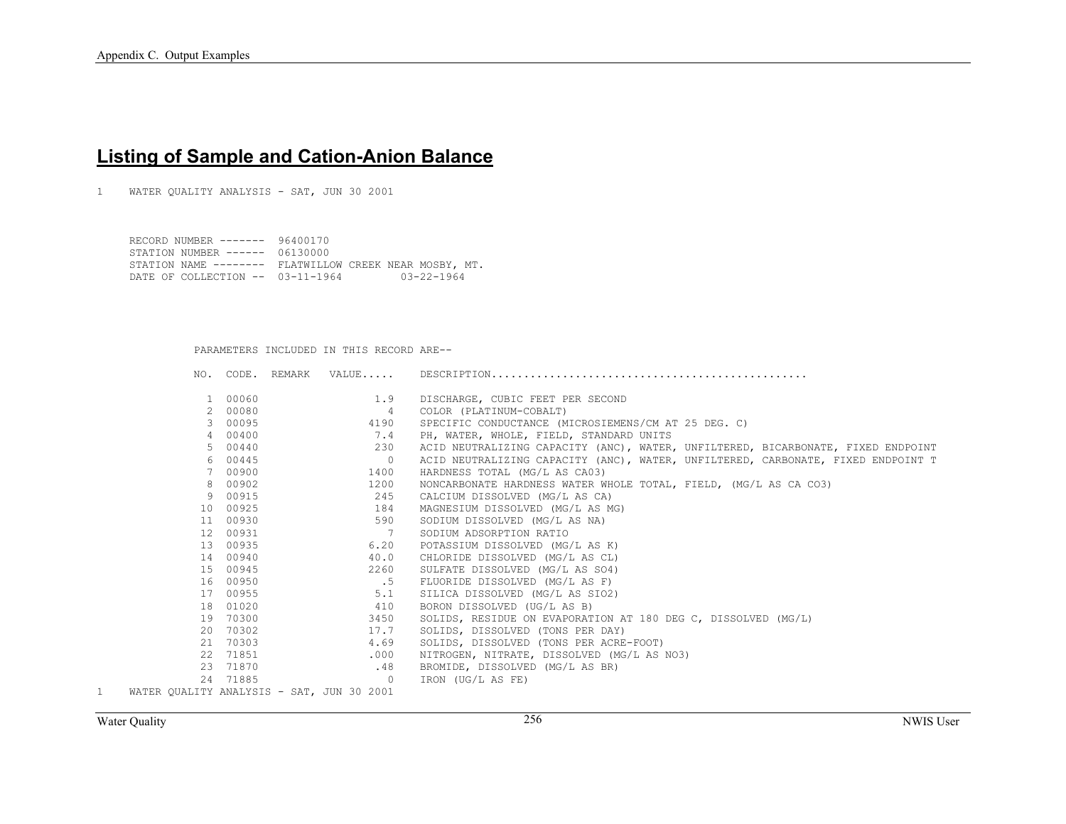## Listing of Sample and Cation-Anion Balance

```
1    WATER QUALITY ANALYSIS - SAT, JUN 30 2001



     RECORD NUMBER -------  96400170
     STATION NUMBER ------  06130000
     STATION NAME --------  FLATWILLOW CREEK NEAR MOSBY, MT.
     DATE OF COLLECTION --  03-11-1964         03-22-1964




             PARAMETERS INCLUDED IN THIS RECORD ARE--

             NO.  CODE.  REMARK   VALUE.....    DESCRIPTION................................................

              1  00060                 1.9    DISCHARGE, CUBIC FEET PER SECOND
              2  00080                   4    COLOR (PLATINUM-COBALT)
              3  00095                4190    SPECIFIC CONDUCTANCE (MICROSIEMENS/CM AT 25 DEG. C)
              4  00400                 7.4    PH, WATER, WHOLE, FIELD, STANDARD UNITS
              5  00440                 230    ACID NEUTRALIZING CAPACITY (ANC), WATER, UNFILTERED, BICARBONATE, FIXED ENDPOINT
              6  00445                   0    ACID NEUTRALIZING CAPACITY (ANC), WATER, UNFILTERED, CARBONATE, FIXED ENDPOINT T
              7  00900                1400    HARDNESS TOTAL (MG/L AS CA03)
              8  00902                1200    NONCARBONATE HARDNESS WATER WHOLE TOTAL, FIELD, (MG/L AS CA CO3)
              9  00915                 245    CALCIUM DISSOLVED (MG/L AS CA)
             10  00925                 184    MAGNESIUM DISSOLVED (MG/L AS MG)
             11  00930                 590    SODIUM DISSOLVED (MG/L AS NA)
             12  00931                   7    SODIUM ADSORPTION RATIO
             13  00935                6.20    POTASSIUM DISSOLVED (MG/L AS K)
             14  00940                40.0    CHLORIDE DISSOLVED (MG/L AS CL)
             15  00945                2260    SULFATE DISSOLVED (MG/L AS SO4)
             16  00950                  .5    FLUORIDE DISSOLVED (MG/L AS F)
             17  00955                 5.1    SILICA DISSOLVED (MG/L AS SIO2)
             18  01020                 410    BORON DISSOLVED (UG/L AS B)
             19  70300                3450    SOLIDS, RESIDUE ON EVAPORATION AT 180 DEG C, DISSOLVED (MG/L)
             20  70302                17.7    SOLIDS, DISSOLVED (TONS PER DAY)
             21  70303                4.69    SOLIDS, DISSOLVED (TONS PER ACRE-FOOT)
             22  71851                .000    NITROGEN, NITRATE, DISSOLVED (MG/L AS NO3)
             23  71870                 .48    BROMIDE, DISSOLVED (MG/L AS BR)
             24  71885                   0    IRON (UG/L AS FE)
1    WATER QUALITY ANALYSIS - SAT, JUN 30 2001
```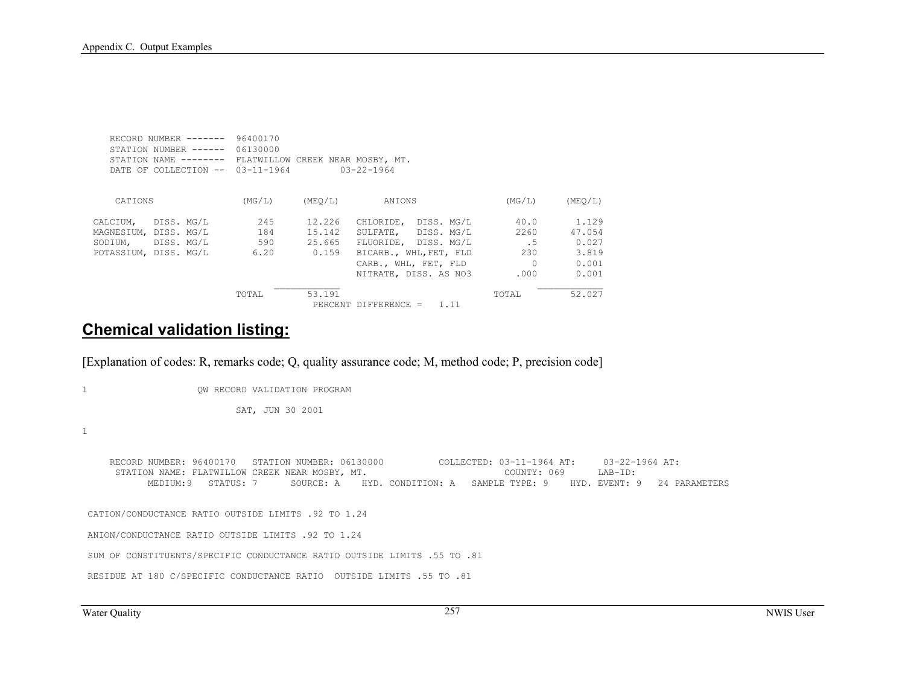```
     RECORD NUMBER -------  96400170
     STATION NUMBER ------  06130000
     STATION NAME --------  FLATWILLOW CREEK NEAR MOSBY, MT.
     DATE OF COLLECTION --  03-11-1964         03-22-1964


      CATIONS                 (MG/L)     (MEQ/L)        ANIONS                (MG/L)     (MEQ/L)

   CALCIUM,   DISS. MG/L        245      12.226   CHLORIDE,  DISS. MG/L       40.0       1.129
   MAGNESIUM, DISS. MG/L        184      15.142   SULFATE,   DISS. MG/L       2260      47.054
   SODIUM,    DISS. MG/L        590      25.665   FLUORIDE,  DISS. MG/L         .5       0.027
   POTASSIUM, DISS. MG/L       6.20       0.159   BICARB., WHL,FET, FLD        230       3.819
                                                  CARB., WHL, FET, FLD           0       0.001
                                                  NITRATE, DISS. AS NO3       .000       0.001
                                     ___________                                     ___________
                          TOTAL       53.191                           TOTAL          52.027
                                          PERCENT DIFFERENCE =   1.11
```

## Chemical validation listing:

[Explanation of codes: R, remarks code; Q, quality assurance code; M, method code; P, precision code]

```
1                    QW RECORD VALIDATION PROGRAM

                            SAT, JUN 30 2001

1


     RECORD NUMBER: 96400170   STATION NUMBER: 06130000          COLLECTED: 03-11-1964 AT:     03-22-1964 AT:
      STATION NAME: FLATWILLOW CREEK NEAR MOSBY, MT.                          COUNTY: 069      LAB-ID:
            MEDIUM:9   STATUS: 7      SOURCE: A    HYD. CONDITION: A   SAMPLE TYPE: 9    HYD. EVENT: 9   24 PARAMETERS


 CATION/CONDUCTANCE RATIO OUTSIDE LIMITS .92 TO 1.24

 ANION/CONDUCTANCE RATIO OUTSIDE LIMITS .92 TO 1.24

 SUM OF CONSTITUENTS/SPECIFIC CONDUCTANCE RATIO OUTSIDE LIMITS .55 TO .81

 RESIDUE AT 180 C/SPECIFIC CONDUCTANCE RATIO  OUTSIDE LIMITS .55 TO .81
```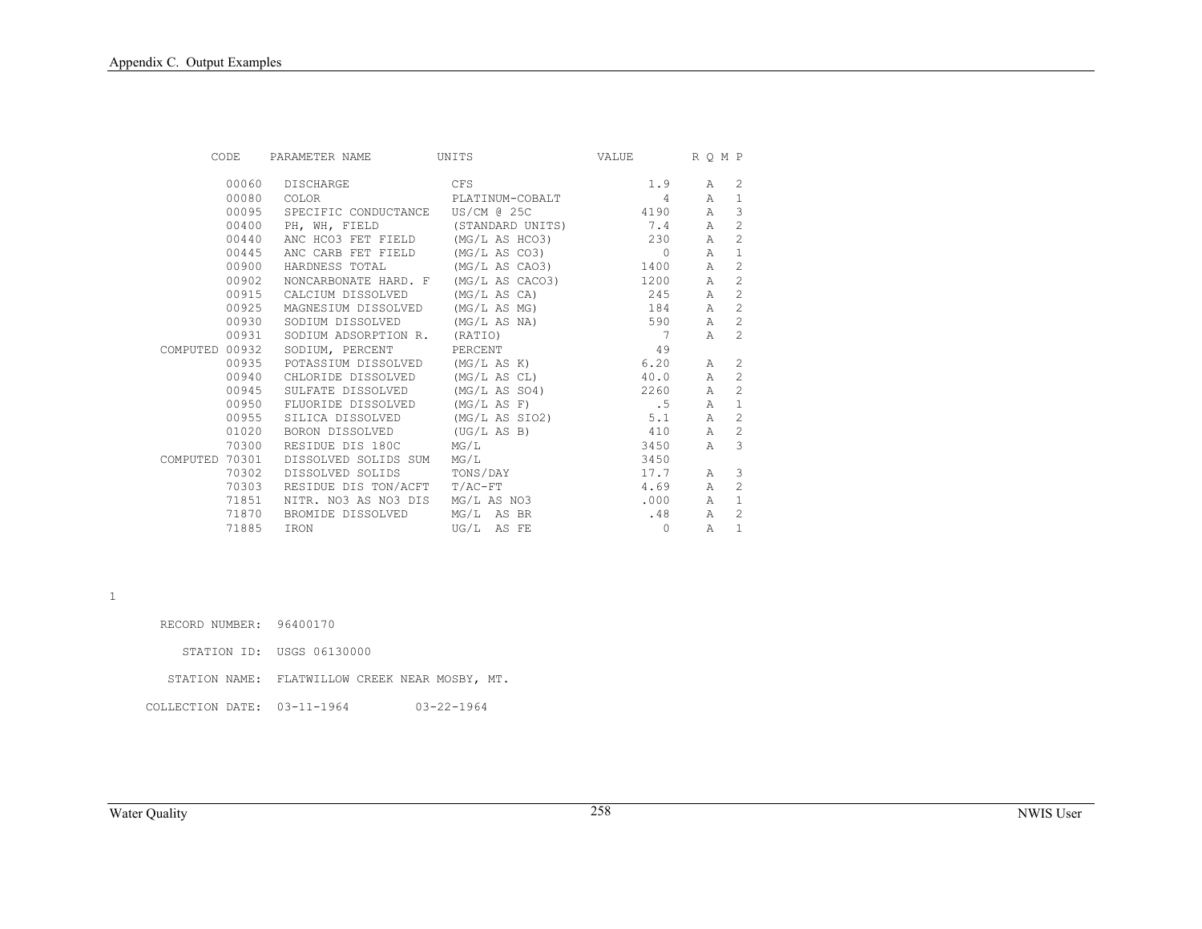| CODE | PARAMETER NAME | UNITS | VALUE | R | Q | M | P |
|---|---|---|---|---|---|---|---|
| 00060 | DISCHARGE | CFS | 1.9 | | A | | 2 |
| 00080 | COLOR | PLATINUM-COBALT | 4 | | A | | 1 |
| 00095 | SPECIFIC CONDUCTANCE | US/CM @ 25C | 4190 | | A | | 3 |
| 00400 | PH, WH, FIELD | (STANDARD UNITS) | 7.4 | | A | | 2 |
| 00440 | ANC HCO3 FET FIELD | (MG/L AS HCO3) | 230 | | A | | 2 |
| 00445 | ANC CARB FET FIELD | (MG/L AS CO3) | 0 | | A | | 1 |
| 00900 | HARDNESS TOTAL | (MG/L AS CAO3) | 1400 | | A | | 2 |
| 00902 | NONCARBONATE HARD. F | (MG/L AS CACO3) | 1200 | | A | | 2 |
| 00915 | CALCIUM DISSOLVED | (MG/L AS CA) | 245 | | A | | 2 |
| 00925 | MAGNESIUM DISSOLVED | (MG/L AS MG) | 184 | | A | | 2 |
| 00930 | SODIUM DISSOLVED | (MG/L AS NA) | 590 | | A | | 2 |
| 00931 | SODIUM ADSORPTION R. | (RATIO) | 7 | | A | | 2 |
| COMPUTED 00932 | SODIUM, PERCENT | PERCENT | 49 | | | | |
| 00935 | POTASSIUM DISSOLVED | (MG/L AS K) | 6.20 | | A | | 2 |
| 00940 | CHLORIDE DISSOLVED | (MG/L AS CL) | 40.0 | | A | | 2 |
| 00945 | SULFATE DISSOLVED | (MG/L AS SO4) | 2260 | | A | | 2 |
| 00950 | FLUORIDE DISSOLVED | (MG/L AS F) | .5 | | A | | 1 |
| 00955 | SILICA DISSOLVED | (MG/L AS SIO2) | 5.1 | | A | | 2 |
| 01020 | BORON DISSOLVED | (UG/L AS B) | 410 | | A | | 2 |
| 70300 | RESIDUE DIS 180C | MG/L | 3450 | | A | | 3 |
| COMPUTED 70301 | DISSOLVED SOLIDS SUM | MG/L | 3450 | | | | |
| 70302 | DISSOLVED SOLIDS | TONS/DAY | 17.7 | | A | | 3 |
| 70303 | RESIDUE DIS TON/ACFT | T/AC-FT | 4.69 | | A | | 2 |
| 71851 | NITR. NO3 AS NO3 DIS | MG/L AS NO3 | .000 | | A | | 1 |
| 71870 | BROMIDE DISSOLVED | MG/L AS BR | .48 | | A | | 2 |
| 71885 | IRON | UG/L AS FE | 0 | | A | | 1 |

1

```
   RECORD NUMBER:  96400170

      STATION ID:  USGS 06130000

    STATION NAME:  FLATWILLOW CREEK NEAR MOSBY, MT.

 COLLECTION DATE:  03-11-1964         03-22-1964
```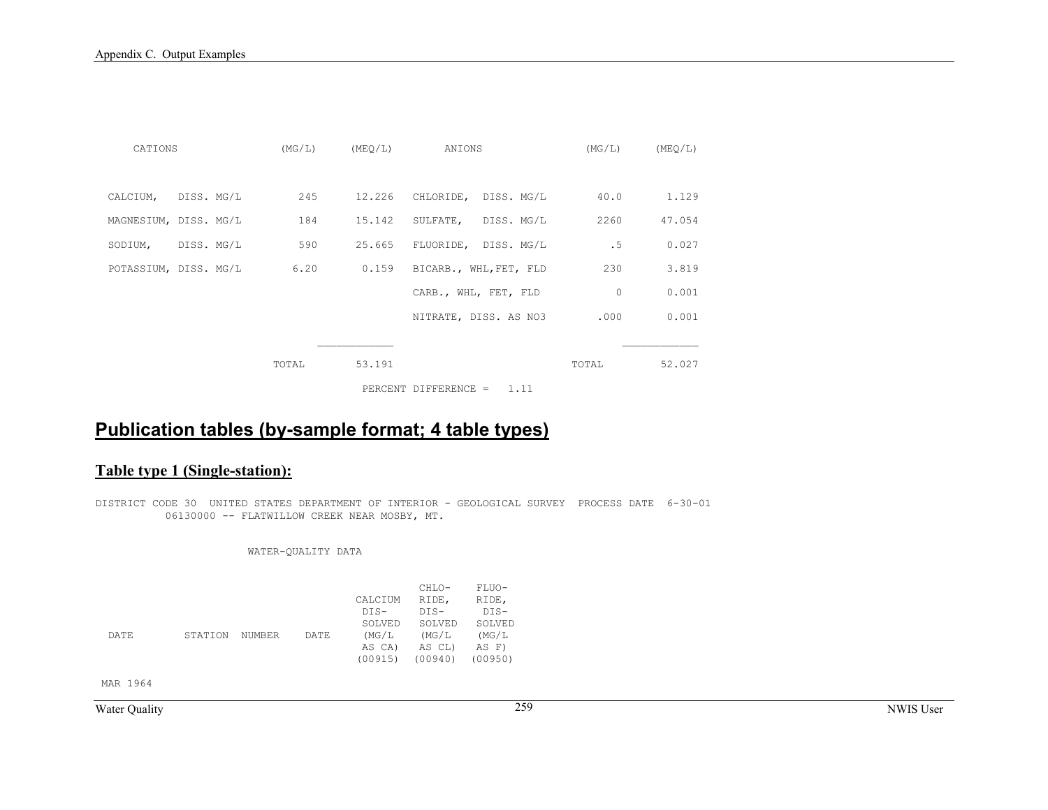| CATIONS | (MG/L) | (MEQ/L) | ANIONS | (MG/L) | (MEQ/L) |
|---|---|---|---|---|---|
| CALCIUM, DISS. MG/L | 245 | 12.226 | CHLORIDE, DISS. MG/L | 40.0 | 1.129 |
| MAGNESIUM, DISS. MG/L | 184 | 15.142 | SULFATE, DISS. MG/L | 2260 | 47.054 |
| SODIUM, DISS. MG/L | 590 | 25.665 | FLUORIDE, DISS. MG/L | .5 | 0.027 |
| POTASSIUM, DISS. MG/L | 6.20 | 0.159 | BICARB., WHL,FET, FLD | 230 | 3.819 |
| | | | CARB., WHL, FET, FLD | 0 | 0.001 |
| | | | NITRATE, DISS. AS NO3 | .000 | 0.001 |
| | TOTAL | 53.191 | | TOTAL | 52.027 |

PERCENT DIFFERENCE = 1.11

## Publication tables (by-sample format; 4 table types)

### Table type 1 (Single-station):

```
DISTRICT CODE 30  UNITED STATES DEPARTMENT OF INTERIOR - GEOLOGICAL SURVEY  PROCESS DATE  6-30-01
          06130000 -- FLATWILLOW CREEK NEAR MOSBY, MT.


                       WATER-QUALITY DATA


                                                       CHLO-    FLUO-
                                             CALCIUM   RIDE,    RIDE,
                                              DIS-     DIS-      DIS-
                                              SOLVED   SOLVED   SOLVED
 DATE        STATION  NUMBER    DATE          (MG/L     (MG/L    (MG/L
                                               AS CA)   AS CL)   AS F)
                                              (00915)  (00940)  (00950)

 MAR 1964
```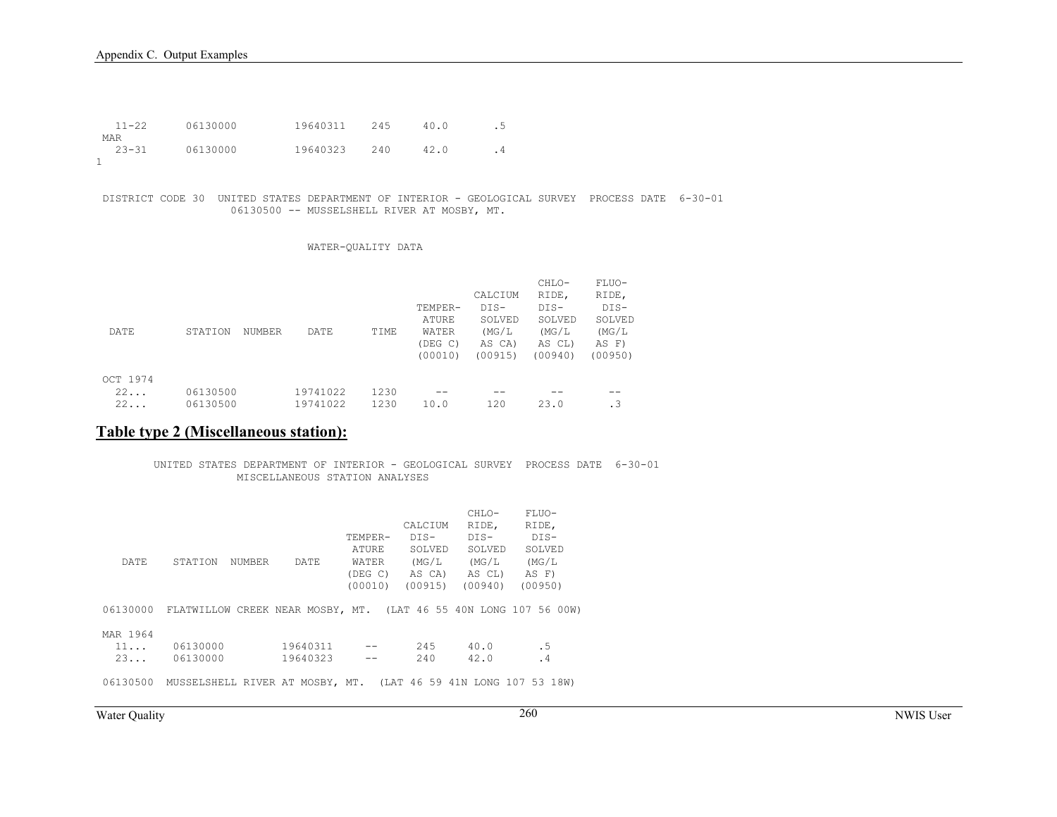```
  11-22      06130000         19640311    245     40.0       .5
 MAR
  23-31      06130000         19640323    240     42.0       .4
1


 DISTRICT CODE 30  UNITED STATES DEPARTMENT OF INTERIOR - GEOLOGICAL SURVEY  PROCESS DATE  6-30-01
                   06130500 -- MUSSELSHELL RIVER AT MOSBY, MT.


                                 WATER-QUALITY DATA


                                                                                 CHLO-    FLUO-
                                                                      CALCIUM    RIDE,    RIDE,
                                                            TEMPER-    DIS-      DIS-      DIS-
                                                             ATURE    SOLVED    SOLVED    SOLVED
 DATE          STATION  NUMBER     DATE        TIME         WATER     (MG/L     (MG/L     (MG/L
                                                            (DEG C)   AS CA)    AS CL)    AS F)
                                                            (00010)  (00915)  (00940)  (00950)

 OCT 1974
   22...       06130500          19741022    1230          --        --        --        --
   22...       06130500          19741022    1230         10.0       120      23.0       .3
```

## Table type 2 (Miscellaneous station):

```
        UNITED STATES DEPARTMENT OF INTERIOR - GEOLOGICAL SURVEY  PROCESS DATE  6-30-01
                  MISCELLANEOUS STATION ANALYSES


                                                                 CHLO-    FLUO-
                                                      CALCIUM    RIDE,    RIDE,
                                           TEMPER-     DIS-      DIS-      DIS-
                                            ATURE     SOLVED    SOLVED    SOLVED
   DATE    STATION  NUMBER     DATE         WATER     (MG/L     (MG/L     (MG/L
                                           (DEG C)    AS CA)    AS CL)    AS F)
                                           (00010)   (00915)   (00940)   (00950)

 06130000  FLATWILLOW CREEK NEAR MOSBY, MT.  (LAT 46 55 40N LONG 107 56 00W)

 MAR 1964
   11...    06130000          19640311       --        245      40.0       .5
   23...    06130000          19640323       --        240      42.0       .4

 06130500  MUSSELSHELL RIVER AT MOSBY, MT.  (LAT 46 59 41N LONG 107 53 18W)
```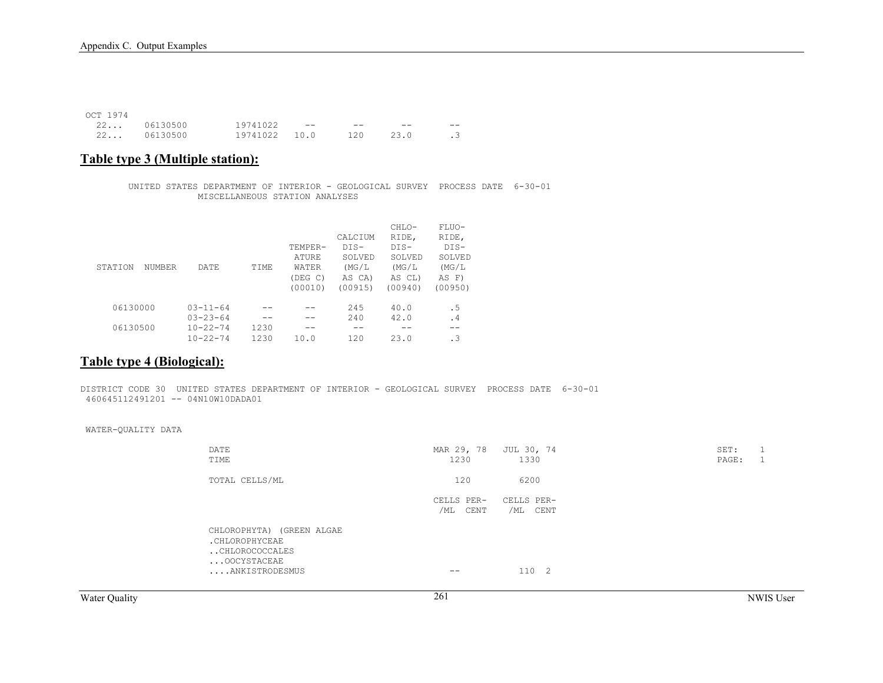```
OCT 1974
  22...   06130500        19741022    --       --       --       --
  22...   06130500        19741022  10.0      120     23.0       .3
```

## Table type 3 (Multiple station):

```
        UNITED STATES DEPARTMENT OF INTERIOR - GEOLOGICAL SURVEY  PROCESS DATE  6-30-01
                     MISCELLANEOUS STATION ANALYSES


                                                           CHLO-    FLUO-
                                                 CALCIUM   RIDE,    RIDE,
                                       TEMPER-   DIS-      DIS-     DIS-
                                       ATURE     SOLVED    SOLVED   SOLVED
  STATION  NUMBER    DATE       TIME   WATER     (MG/L     (MG/L    (MG/L
                                       (DEG C)   AS CA)    AS CL)   AS F)
                                       (00010)   (00915)   (00940)  (00950)

    06130000      03-11-64      --      --        245      40.0       .5
                  03-23-64      --      --        240      42.0       .4
    06130500      10-22-74    1230      --         --        --       --
                  10-22-74    1230    10.0        120      23.0       .3
```

## Table type 4 (Biological):

```
DISTRICT CODE 30  UNITED STATES DEPARTMENT OF INTERIOR - GEOLOGICAL SURVEY  PROCESS DATE  6-30-01
 460645112491201 -- 04N10W10DADA01


 WATER-QUALITY DATA

                    DATE                                    MAR 29, 78   JUL 30, 74                          SET:    1
                    TIME                                       1230         1330                             PAGE:   1

                    TOTAL CELLS/ML                              120         6200

                                                            CELLS PER-   CELLS PER-
                                                             /ML  CENT    /ML  CENT

                    CHLOROPHYTA) (GREEN ALGAE
                    .CHLOROPHYCEAE
                    ..CHLOROCOCCALES
                    ...OOCYSTACEAE
                    ....ANKISTRODESMUS                          --          110  2
```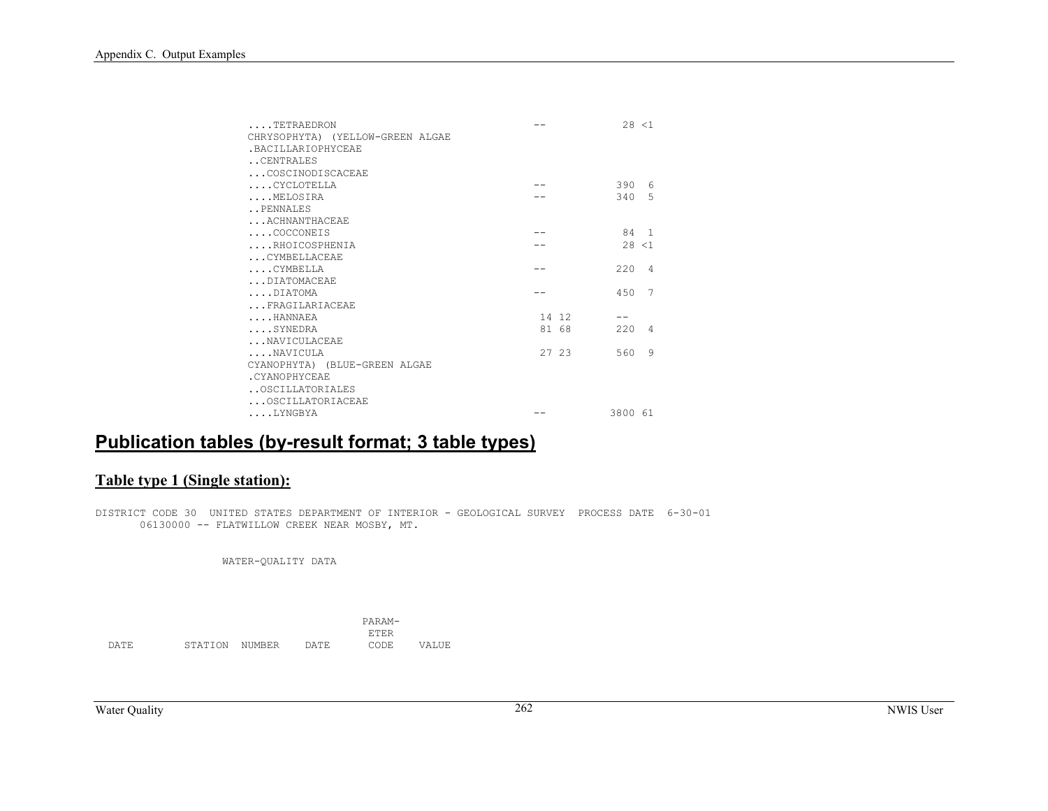```
....TETRAEDRON                                  --          28 <1
CHRYSOPHYTA) (YELLOW-GREEN ALGAE
.BACILLARIOPHYCEAE
..CENTRALES
...COSCINODISCACEAE
....CYCLOTELLA                                  --         390  6
....MELOSIRA                                    --         340  5
..PENNALES
...ACHNANTHACEAE
....COCCONEIS                                   --          84  1
....RHOICOSPHENIA                               --          28 <1
...CYMBELLACEAE
....CYMBELLA                                    --         220  4
...DIATOMACEAE
....DIATOMA                                     --         450  7
...FRAGILARIACEAE
....HANNAEA                                    14 12       --
....SYNEDRA                                    81 68       220  4
...NAVICULACEAE
....NAVICULA                                   27 23       560  9
CYANOPHYTA) (BLUE-GREEN ALGAE
.CYANOPHYCEAE
..OSCILLATORIALES
...OSCILLATORIACEAE
....LYNGBYA                                     --        3800 61
```

## Publication tables (by-result format; 3 table types)

### Table type 1 (Single station):

```
DISTRICT CODE 30  UNITED STATES DEPARTMENT OF INTERIOR - GEOLOGICAL SURVEY  PROCESS DATE  6-30-01
       06130000 -- FLATWILLOW CREEK NEAR MOSBY, MT.


                    WATER-QUALITY DATA




                                                        PARAM-
                                                         ETER
  DATE        STATION  NUMBER    DATE       CODE    VALUE
```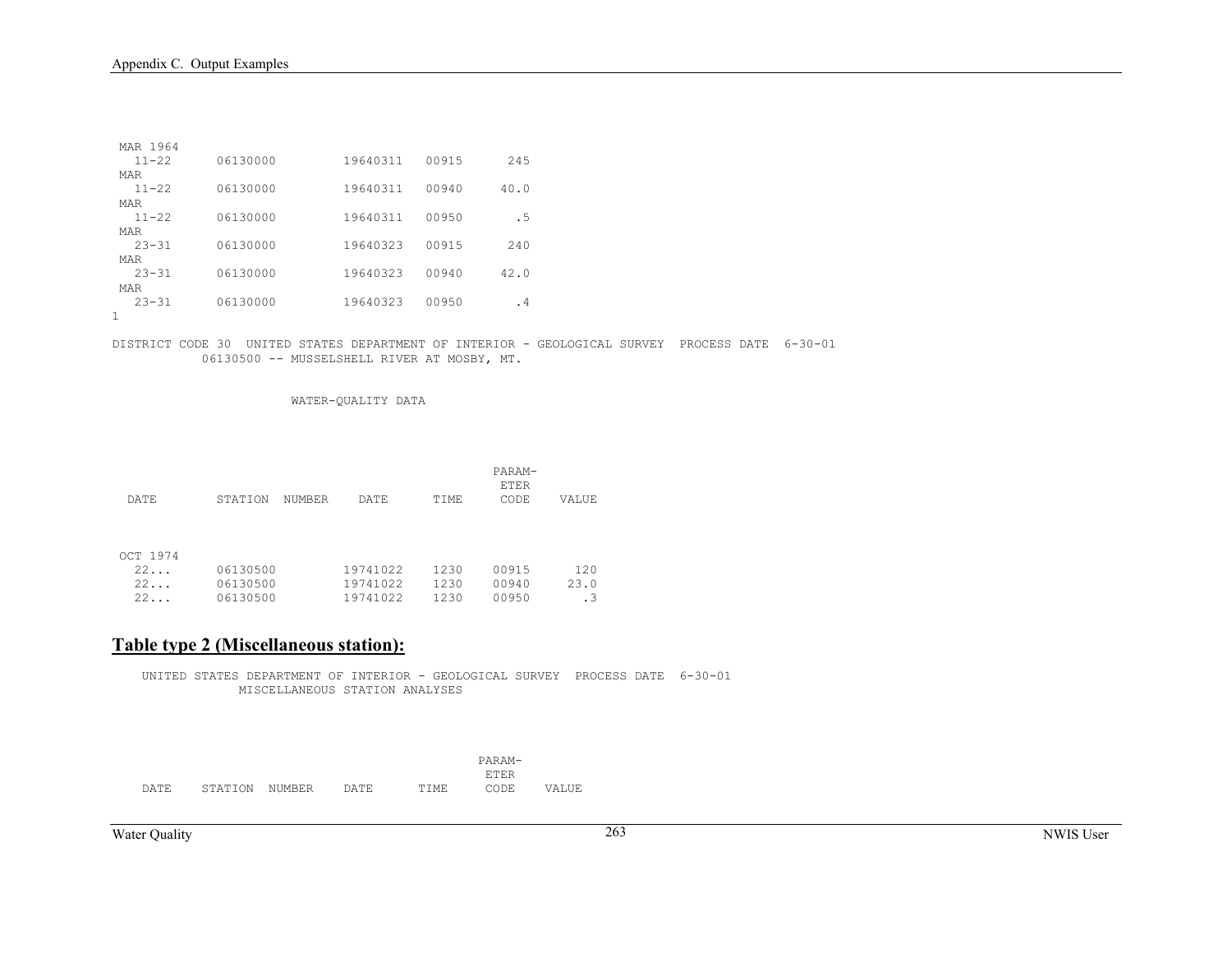```
 MAR 1964
   11-22      06130000         19640311   00915      245
 MAR
   11-22      06130000         19640311   00940     40.0
 MAR
   11-22      06130000         19640311   00950       .5
 MAR
   23-31      06130000         19640323   00915      240
 MAR
   23-31      06130000         19640323   00940     42.0
 MAR
   23-31      06130000         19640323   00950       .4
1

DISTRICT CODE 30  UNITED STATES DEPARTMENT OF INTERIOR - GEOLOGICAL SURVEY  PROCESS DATE  6-30-01
           06130500 -- MUSSELSHELL RIVER AT MOSBY, MT.


                     WATER-QUALITY DATA




                                                         PARAM-
                                                          ETER
  DATE        STATION  NUMBER    DATE       TIME      CODE    VALUE




 OCT 1974
   22...      06130500         19741022    1230    00915      120
   22...      06130500         19741022    1230    00940     23.0
   22...      06130500         19741022    1230    00950       .3
```

## Table type 2 (Miscellaneous station):

```
    UNITED STATES DEPARTMENT OF INTERIOR - GEOLOGICAL SURVEY  PROCESS DATE  6-30-01
                MISCELLANEOUS STATION ANALYSES




                                                      PARAM-
                                                       ETER
    DATE    STATION  NUMBER    DATE      TIME      CODE    VALUE
```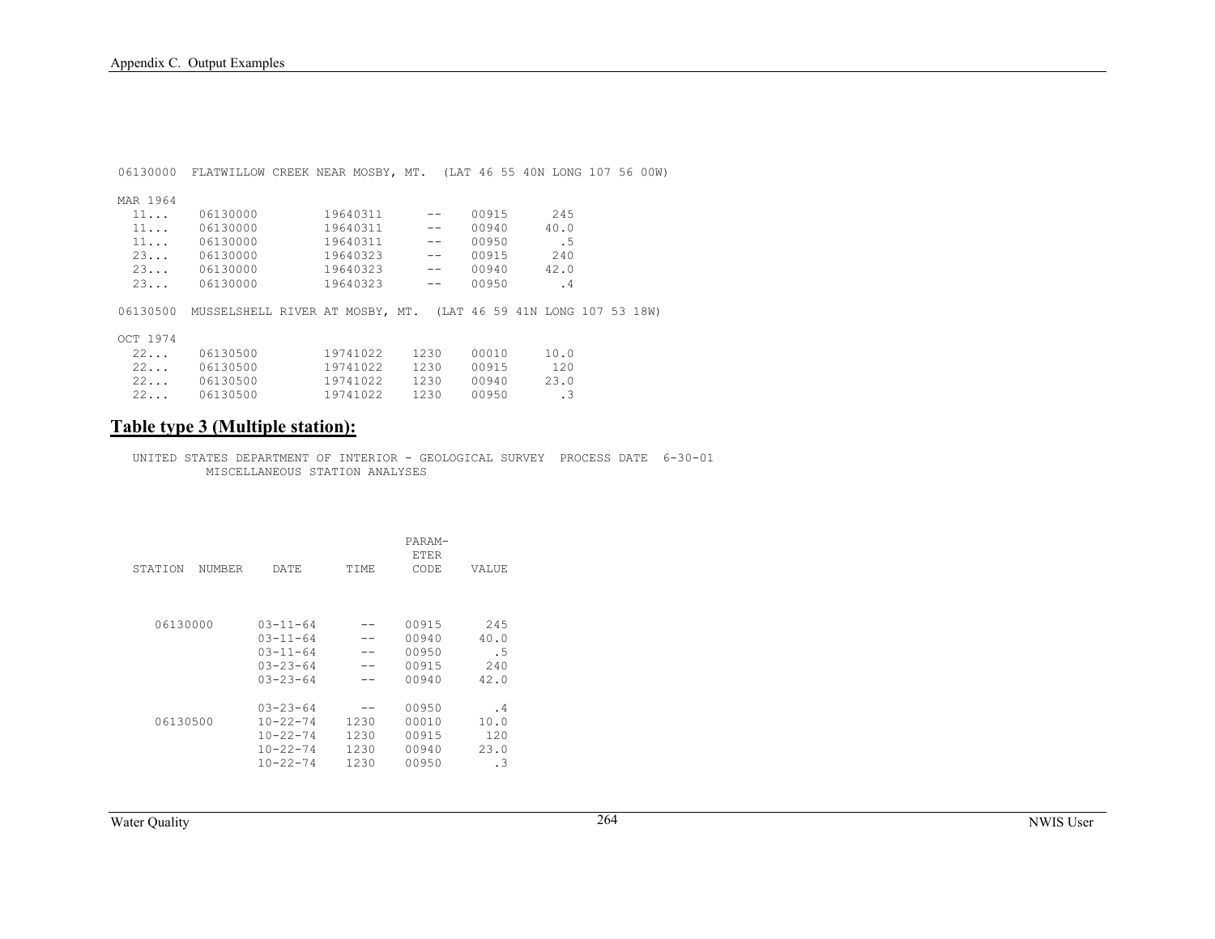```
06130000  FLATWILLOW CREEK NEAR MOSBY, MT.  (LAT 46 55 40N LONG 107 56 00W)

MAR 1964
  11...    06130000         19640311      --    00915      245
  11...    06130000         19640311      --    00940     40.0
  11...    06130000         19640311      --    00950       .5
  23...    06130000         19640323      --    00915      240
  23...    06130000         19640323      --    00940     42.0
  23...    06130000         19640323      --    00950       .4

06130500  MUSSELSHELL RIVER AT MOSBY, MT.  (LAT 46 59 41N LONG 107 53 18W)

OCT 1974
  22...    06130500         19741022    1230    00010     10.0
  22...    06130500         19741022    1230    00915      120
  22...    06130500         19741022    1230    00940     23.0
  22...    06130500         19741022    1230    00950       .3
```

## Table type 3 (Multiple station):

```
  UNITED STATES DEPARTMENT OF INTERIOR - GEOLOGICAL SURVEY  PROCESS DATE  6-30-01
            MISCELLANEOUS STATION ANALYSES



                                              PARAM-
                                               ETER
  STATION  NUMBER    DATE      TIME      CODE    VALUE



     06130000      03-11-64      --     00915      245
                   03-11-64      --     00940     40.0
                   03-11-64      --     00950       .5
                   03-23-64      --     00915      240
                   03-23-64      --     00940     42.0

                   03-23-64      --     00950       .4
     06130500      10-22-74    1230     00010     10.0
                   10-22-74    1230     00915      120
                   10-22-74    1230     00940     23.0
                   10-22-74    1230     00950       .3
```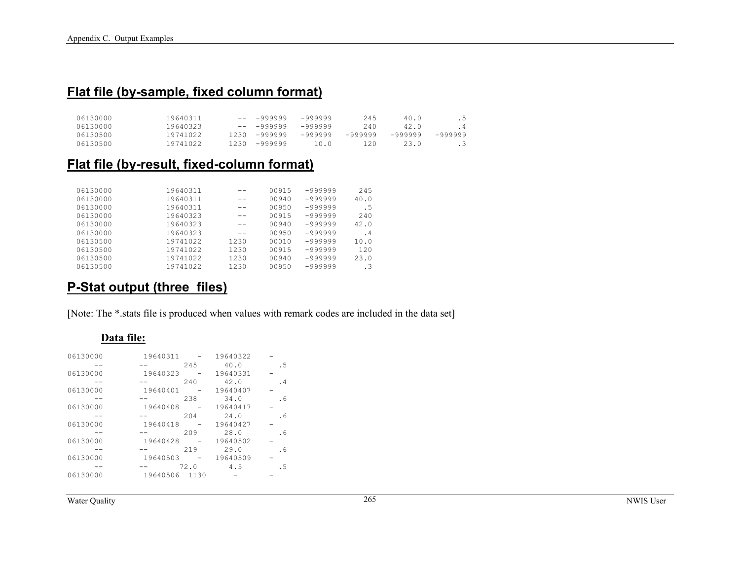## Flat file (by-sample, fixed column format)

```
  06130000            19640311        --  -999999   -999999       245      40.0        .5
  06130000            19640323        --  -999999   -999999       240      42.0        .4
  06130500            19741022      1230  -999999   -999999   -999999   -999999   -999999
  06130500            19741022      1230  -999999      10.0       120      23.0        .3
```

## Flat file (by-result, fixed-column format)

```
  06130000            19640311        --     00915   -999999     245
  06130000            19640311        --     00940   -999999    40.0
  06130000            19640311        --     00950   -999999      .5
  06130000            19640323        --     00915   -999999     240
  06130000            19640323        --     00940   -999999    42.0
  06130000            19640323        --     00950   -999999      .4
  06130500            19741022      1230     00010   -999999    10.0
  06130500            19741022      1230     00915   -999999     120
  06130500            19741022      1230     00940   -999999    23.0
  06130500            19741022      1230     00950   -999999      .3
```

## P-Stat output (three  files)

[Note: The *.stats file is produced when values with remark codes are included in the data set]

### Data file:

```
06130000         19640311    -   19640322    -
     --        --        245      40.0       .5
06130000         19640323    -   19640331    -
     --        --        240      42.0       .4
06130000         19640401    -   19640407    -
     --        --        238      34.0       .6
06130000         19640408    -   19640417    -
     --        --        204      24.0       .6
06130000         19640418    -   19640427    -
     --        --        209      28.0       .6
06130000         19640428    -   19640502    -
     --        --        219      29.0       .6
06130000         19640503    -   19640509    -
     --        --       72.0       4.5       .5
06130000         19640506  1130      -       -
```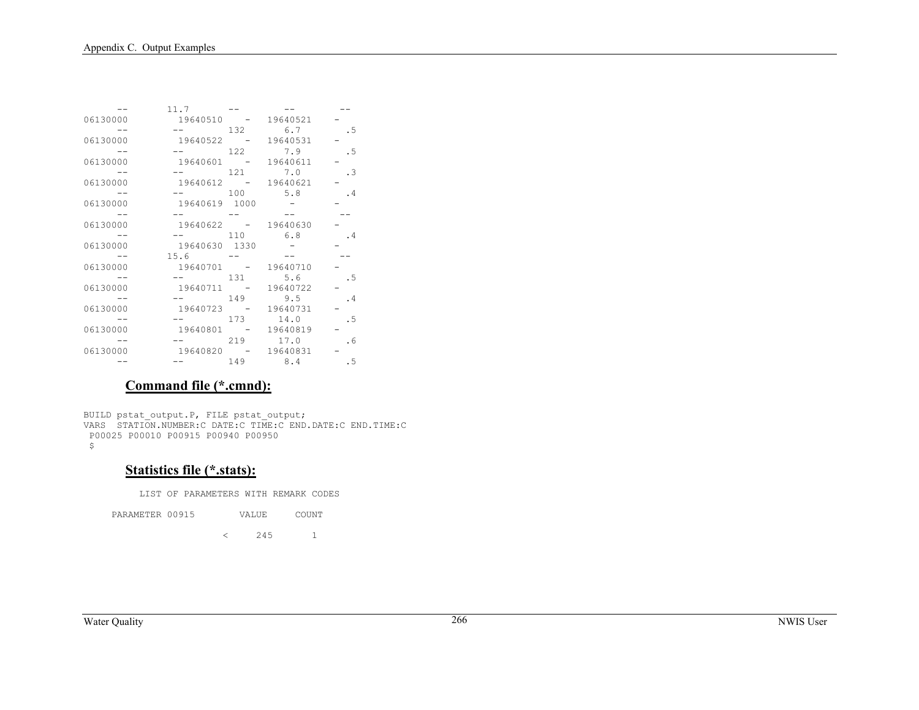```
      --       11.7       --        --        --
06130000        19640510    -   19640521    -
      --        --        132       6.7       .5
06130000        19640522    -   19640531    -
      --        --        122       7.9       .5
06130000        19640601    -   19640611    -
      --        --        121       7.0       .3
06130000        19640612    -   19640621    -
      --        --        100       5.8       .4
06130000        19640619  1000      -         -
      --        --        --        --        --
06130000        19640622    -   19640630    -
      --        --        110       6.8       .4
06130000        19640630  1330      -         -
      --       15.6       --        --        --
06130000        19640701    -   19640710    -
      --        --        131       5.6       .5
06130000        19640711    -   19640722    -
      --        --        149       9.5       .4
06130000        19640723    -   19640731    -
      --        --        173      14.0       .5
06130000        19640801    -   19640819    -
      --        --        219      17.0       .6
06130000        19640820    -   19640831    -
      --        --        149       8.4       .5
```

## Command file (*.cmnd):

```
BUILD pstat_output.P, FILE pstat_output;
VARS  STATION.NUMBER:C DATE:C TIME:C END.DATE:C END.TIME:C
 P00025 P00010 P00915 P00940 P00950
 $
```

## Statistics file (*.stats):

```
          LIST OF PARAMETERS WITH REMARK CODES

     PARAMETER 00915        VALUE     COUNT

                        <     245       1
```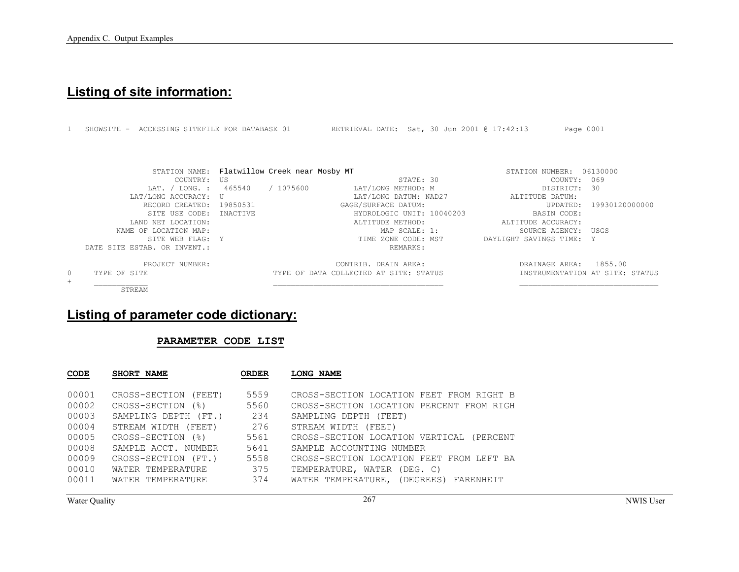## Listing of site information:

```
1   SHOWSITE -  ACCESSING SITEFILE FOR DATABASE 01         RETRIEVAL DATE:  Sat, 30 Jun 2001 @ 17:42:13        Page 0001



                STATION NAME:  Flatwillow Creek near Mosby MT                              STATION NUMBER:  06130000
                     COUNTRY:  US                                      STATE: 30                     COUNTY:  069
                 LAT. / LONG. :  465540    / 1075600         LAT/LONG METHOD: M                     DISTRICT:  30
           LAT/LONG ACCURACY:  U                              LAT/LONG DATUM: NAD27           ALTITUDE DATUM:
              RECORD CREATED:  19850531                   GAGE/SURFACE DATUM:                        UPDATED:  19930120000000
               SITE USE CODE:  INACTIVE                     HYDROLOGIC UNIT: 10040203             BASIN CODE:
          LAND NET LOCATION:                                 ALTITUDE METHOD:                 ALTITUDE ACCURACY:
        NAME OF LOCATION MAP:                                     MAP SCALE: 1:                  SOURCE AGENCY:  USGS
               SITE WEB FLAG:  Y                             TIME ZONE CODE: MST        DAYLIGHT SAVINGS TIME:  Y
    DATE SITE ESTAB. OR INVENT.:                                      REMARKS:

             PROJECT NUMBER:                          CONTRIB. DRAIN AREA:                   DRAINAGE AREA:   1855.00
0     TYPE OF SITE                        TYPE OF DATA COLLECTED AT SITE: STATUS           INSTRUMENTATION AT SITE: STATUS
+     ____________                        ______________________________________           _______________________________
         STREAM
```

## Listing of parameter code dictionary:

**PARAMETER CODE LIST**

| CODE | SHORT NAME | ORDER | LONG NAME |
|---|---|---|---|
| 00001 | CROSS-SECTION (FEET) | 5559 | CROSS-SECTION LOCATION FEET FROM RIGHT B |
| 00002 | CROSS-SECTION (%) | 5560 | CROSS-SECTION LOCATION PERCENT FROM RIGH |
| 00003 | SAMPLING DEPTH (FT.) | 234 | SAMPLING DEPTH (FEET) |
| 00004 | STREAM WIDTH (FEET) | 276 | STREAM WIDTH (FEET) |
| 00005 | CROSS-SECTION (%) | 5561 | CROSS-SECTION LOCATION VERTICAL (PERCENT |
| 00008 | SAMPLE ACCT. NUMBER | 5641 | SAMPLE ACCOUNTING NUMBER |
| 00009 | CROSS-SECTION (FT.) | 5558 | CROSS-SECTION LOCATION FEET FROM LEFT BA |
| 00010 | WATER TEMPERATURE | 375 | TEMPERATURE, WATER (DEG. C) |
| 00011 | WATER TEMPERATURE | 374 | WATER TEMPERATURE, (DEGREES) FARENHEIT |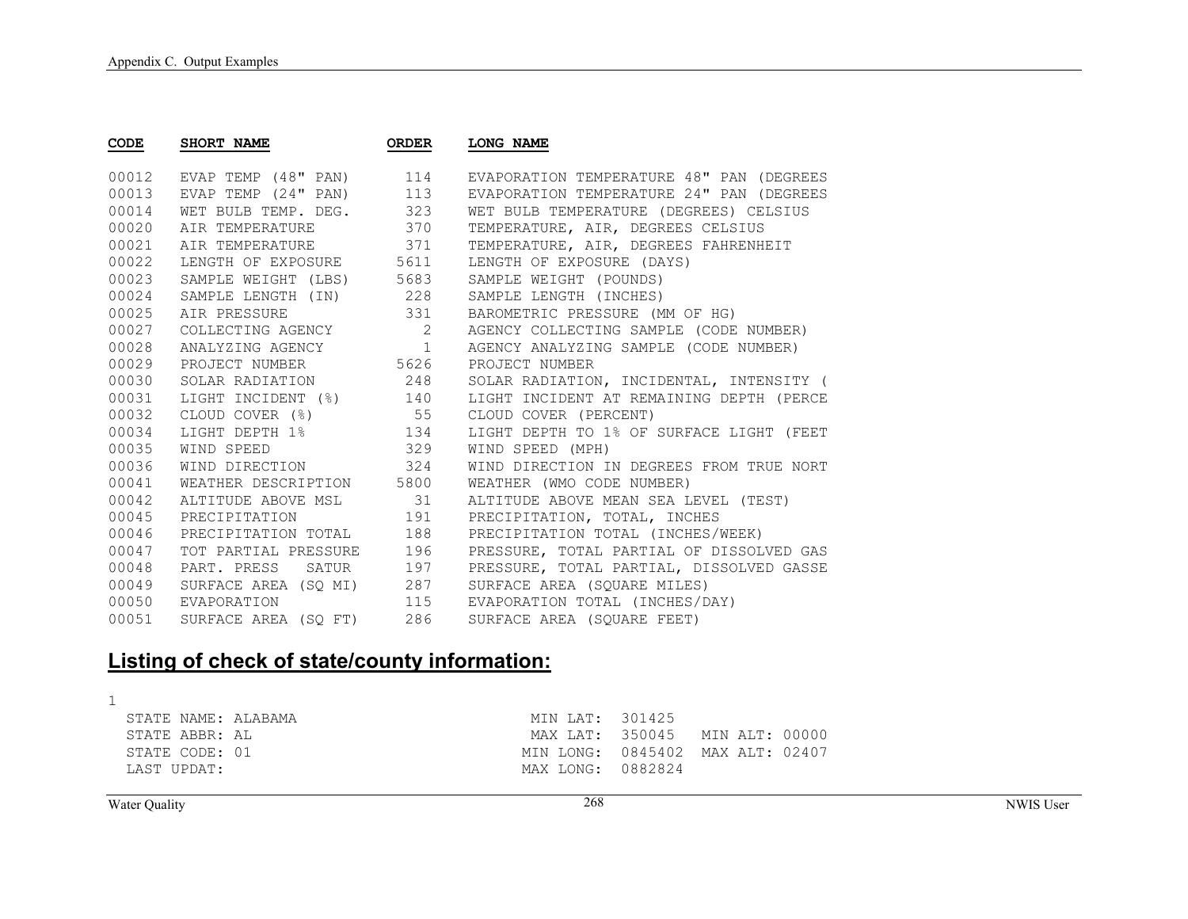| CODE | SHORT NAME | ORDER | LONG NAME |
| --- | --- | --- | --- |
| 00012 | EVAP TEMP (48" PAN) | 114 | EVAPORATION TEMPERATURE 48" PAN (DEGREES |
| 00013 | EVAP TEMP (24" PAN) | 113 | EVAPORATION TEMPERATURE 24" PAN (DEGREES |
| 00014 | WET BULB TEMP. DEG. | 323 | WET BULB TEMPERATURE (DEGREES) CELSIUS |
| 00020 | AIR TEMPERATURE | 370 | TEMPERATURE, AIR, DEGREES CELSIUS |
| 00021 | AIR TEMPERATURE | 371 | TEMPERATURE, AIR, DEGREES FAHRENHEIT |
| 00022 | LENGTH OF EXPOSURE | 5611 | LENGTH OF EXPOSURE (DAYS) |
| 00023 | SAMPLE WEIGHT (LBS) | 5683 | SAMPLE WEIGHT (POUNDS) |
| 00024 | SAMPLE LENGTH (IN) | 228 | SAMPLE LENGTH (INCHES) |
| 00025 | AIR PRESSURE | 331 | BAROMETRIC PRESSURE (MM OF HG) |
| 00027 | COLLECTING AGENCY | 2 | AGENCY COLLECTING SAMPLE (CODE NUMBER) |
| 00028 | ANALYZING AGENCY | 1 | AGENCY ANALYZING SAMPLE (CODE NUMBER) |
| 00029 | PROJECT NUMBER | 5626 | PROJECT NUMBER |
| 00030 | SOLAR RADIATION | 248 | SOLAR RADIATION, INCIDENTAL, INTENSITY ( |
| 00031 | LIGHT INCIDENT (%) | 140 | LIGHT INCIDENT AT REMAINING DEPTH (PERCE |
| 00032 | CLOUD COVER (%) | 55 | CLOUD COVER (PERCENT) |
| 00034 | LIGHT DEPTH 1% | 134 | LIGHT DEPTH TO 1% OF SURFACE LIGHT (FEET |
| 00035 | WIND SPEED | 329 | WIND SPEED (MPH) |
| 00036 | WIND DIRECTION | 324 | WIND DIRECTION IN DEGREES FROM TRUE NORT |
| 00041 | WEATHER DESCRIPTION | 5800 | WEATHER (WMO CODE NUMBER) |
| 00042 | ALTITUDE ABOVE MSL | 31 | ALTITUDE ABOVE MEAN SEA LEVEL (TEST) |
| 00045 | PRECIPITATION | 191 | PRECIPITATION, TOTAL, INCHES |
| 00046 | PRECIPITATION TOTAL | 188 | PRECIPITATION TOTAL (INCHES/WEEK) |
| 00047 | TOT PARTIAL PRESSURE | 196 | PRESSURE, TOTAL PARTIAL OF DISSOLVED GAS |
| 00048 | PART. PRESS SATUR | 197 | PRESSURE, TOTAL PARTIAL, DISSOLVED GASSE |
| 00049 | SURFACE AREA (SQ MI) | 287 | SURFACE AREA (SQUARE MILES) |
| 00050 | EVAPORATION | 115 | EVAPORATION TOTAL (INCHES/DAY) |
| 00051 | SURFACE AREA (SQ FT) | 286 | SURFACE AREA (SQUARE FEET) |

## Listing of check of state/county information:

```
1
  STATE NAME: ALABAMA                    MIN LAT:  301425
  STATE ABBR: AL                         MAX LAT:  350045   MIN ALT: 00000
  STATE CODE: 01                        MIN LONG:  0845402  MAX ALT: 02407
  LAST UPDAT:                           MAX LONG:  0882824
```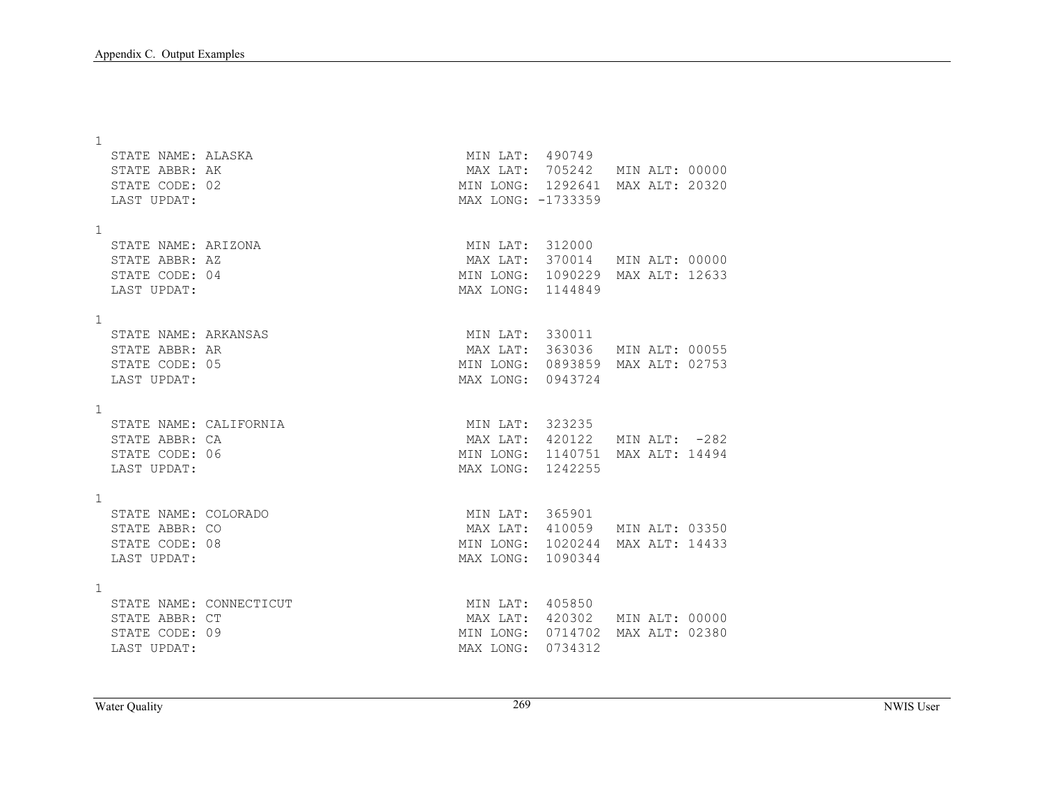```
1
  STATE NAME: ALASKA                          MIN LAT:  490749
  STATE ABBR: AK                              MAX LAT:  705242   MIN ALT: 00000
  STATE CODE: 02                             MIN LONG:  1292641  MAX ALT: 20320
  LAST UPDAT:                                MAX LONG: -1733359

1
  STATE NAME: ARIZONA                         MIN LAT:  312000
  STATE ABBR: AZ                              MAX LAT:  370014   MIN ALT: 00000
  STATE CODE: 04                             MIN LONG:  1090229  MAX ALT: 12633
  LAST UPDAT:                                MAX LONG:  1144849

1
  STATE NAME: ARKANSAS                        MIN LAT:  330011
  STATE ABBR: AR                              MAX LAT:  363036   MIN ALT: 00055
  STATE CODE: 05                             MIN LONG:  0893859  MAX ALT: 02753
  LAST UPDAT:                                MAX LONG:  0943724

1
  STATE NAME: CALIFORNIA                      MIN LAT:  323235
  STATE ABBR: CA                              MAX LAT:  420122   MIN ALT:  -282
  STATE CODE: 06                             MIN LONG:  1140751  MAX ALT: 14494
  LAST UPDAT:                                MAX LONG:  1242255

1
  STATE NAME: COLORADO                        MIN LAT:  365901
  STATE ABBR: CO                              MAX LAT:  410059   MIN ALT: 03350
  STATE CODE: 08                             MIN LONG:  1020244  MAX ALT: 14433
  LAST UPDAT:                                MAX LONG:  1090344

1
  STATE NAME: CONNECTICUT                     MIN LAT:  405850
  STATE ABBR: CT                              MAX LAT:  420302   MIN ALT: 00000
  STATE CODE: 09                             MIN LONG:  0714702  MAX ALT: 02380
  LAST UPDAT:                                MAX LONG:  0734312
```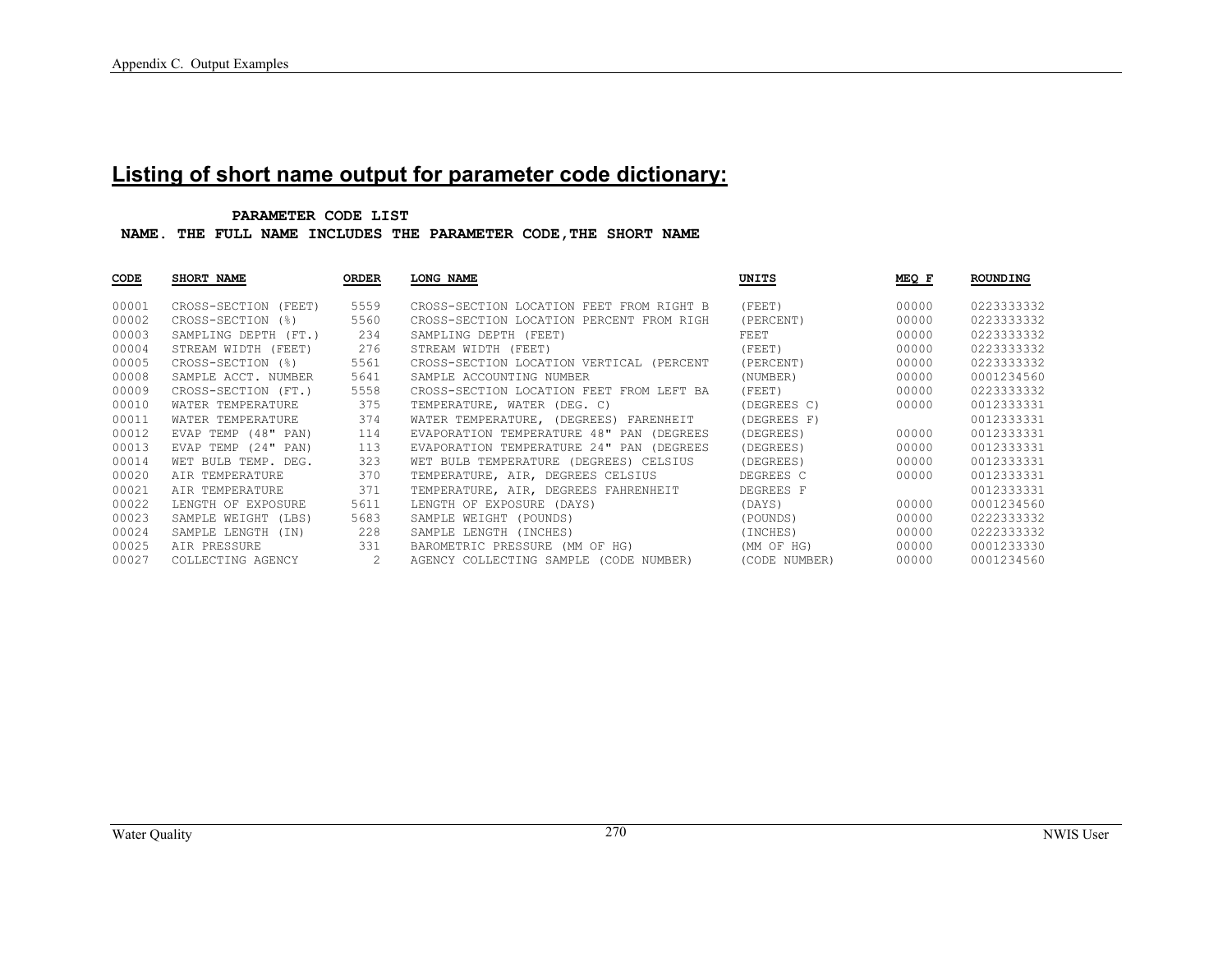## Listing of short name output for parameter code dictionary:

**PARAMETER CODE LIST**

**NAME. THE FULL NAME INCLUDES THE PARAMETER CODE,THE SHORT NAME**

| CODE | SHORT NAME | ORDER | LONG NAME | UNITS | MEQ F | ROUNDING |
|---|---|---|---|---|---|---|
| 00001 | CROSS-SECTION (FEET) | 5559 | CROSS-SECTION LOCATION FEET FROM RIGHT B | (FEET) | 00000 | 0223333332 |
| 00002 | CROSS-SECTION (%) | 5560 | CROSS-SECTION LOCATION PERCENT FROM RIGH | (PERCENT) | 00000 | 0223333332 |
| 00003 | SAMPLING DEPTH (FT.) | 234 | SAMPLING DEPTH (FEET) | FEET | 00000 | 0223333332 |
| 00004 | STREAM WIDTH (FEET) | 276 | STREAM WIDTH (FEET) | (FEET) | 00000 | 0223333332 |
| 00005 | CROSS-SECTION (%) | 5561 | CROSS-SECTION LOCATION VERTICAL (PERCENT | (PERCENT) | 00000 | 0223333332 |
| 00008 | SAMPLE ACCT. NUMBER | 5641 | SAMPLE ACCOUNTING NUMBER | (NUMBER) | 00000 | 0001234560 |
| 00009 | CROSS-SECTION (FT.) | 5558 | CROSS-SECTION LOCATION FEET FROM LEFT BA | (FEET) | 00000 | 0223333332 |
| 00010 | WATER TEMPERATURE | 375 | TEMPERATURE, WATER (DEG. C) | (DEGREES C) | 00000 | 0012333331 |
| 00011 | WATER TEMPERATURE | 374 | WATER TEMPERATURE, (DEGREES) FARENHEIT | (DEGREES F) | | 0012333331 |
| 00012 | EVAP TEMP (48" PAN) | 114 | EVAPORATION TEMPERATURE 48" PAN (DEGREES | (DEGREES) | 00000 | 0012333331 |
| 00013 | EVAP TEMP (24" PAN) | 113 | EVAPORATION TEMPERATURE 24" PAN (DEGREES | (DEGREES) | 00000 | 0012333331 |
| 00014 | WET BULB TEMP. DEG. | 323 | WET BULB TEMPERATURE (DEGREES) CELSIUS | (DEGREES) | 00000 | 0012333331 |
| 00020 | AIR TEMPERATURE | 370 | TEMPERATURE, AIR, DEGREES CELSIUS | DEGREES C | 00000 | 0012333331 |
| 00021 | AIR TEMPERATURE | 371 | TEMPERATURE, AIR, DEGREES FAHRENHEIT | DEGREES F | | 0012333331 |
| 00022 | LENGTH OF EXPOSURE | 5611 | LENGTH OF EXPOSURE (DAYS) | (DAYS) | 00000 | 0001234560 |
| 00023 | SAMPLE WEIGHT (LBS) | 5683 | SAMPLE WEIGHT (POUNDS) | (POUNDS) | 00000 | 0222333332 |
| 00024 | SAMPLE LENGTH (IN) | 228 | SAMPLE LENGTH (INCHES) | (INCHES) | 00000 | 0222333332 |
| 00025 | AIR PRESSURE | 331 | BAROMETRIC PRESSURE (MM OF HG) | (MM OF HG) | 00000 | 0001233330 |
| 00027 | COLLECTING AGENCY | 2 | AGENCY COLLECTING SAMPLE (CODE NUMBER) | (CODE NUMBER) | 00000 | 0001234560 |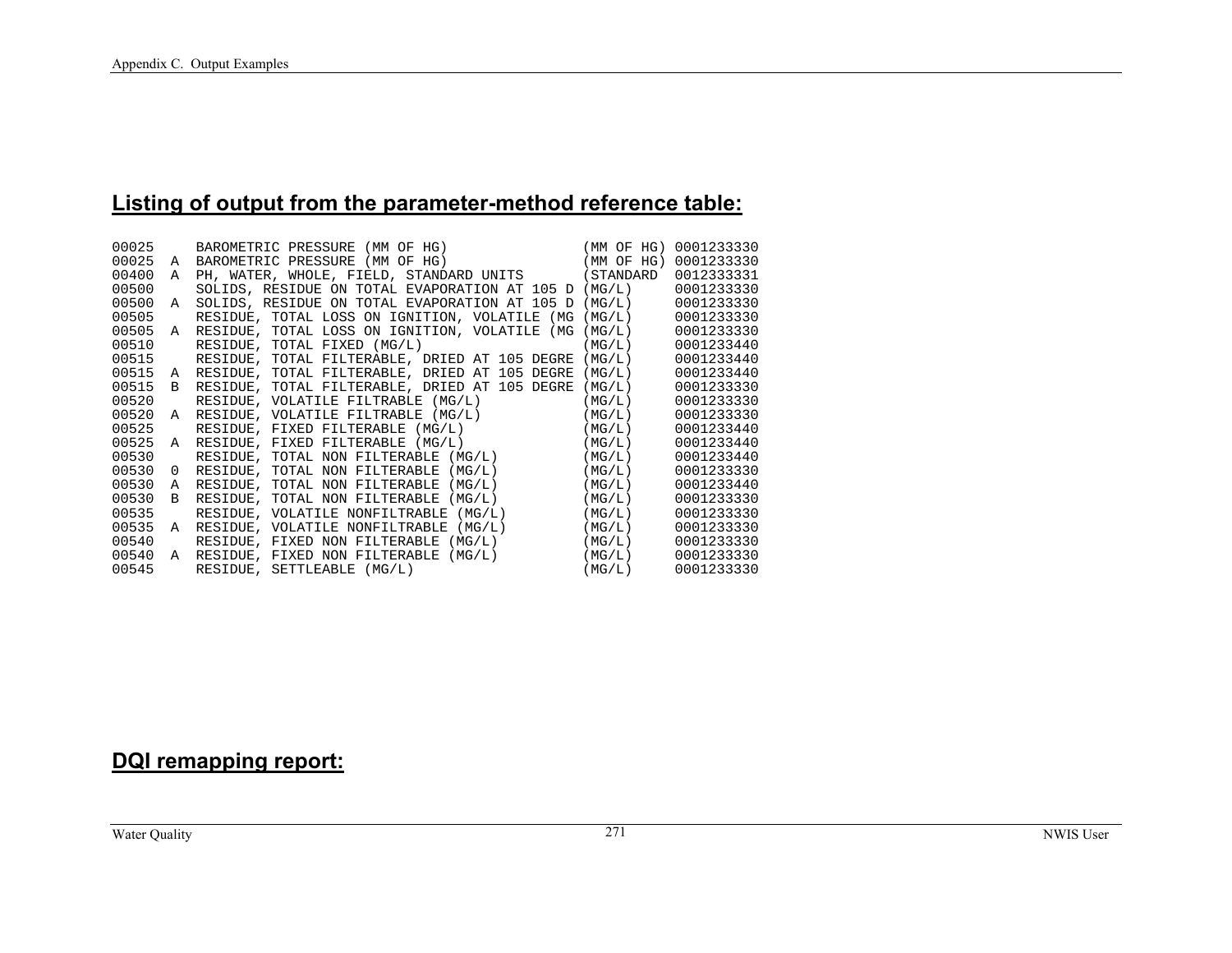## Listing of output from the parameter-method reference table:

```
00025     BAROMETRIC PRESSURE (MM OF HG)               (MM OF HG) 0001233330
00025  A  BAROMETRIC PRESSURE (MM OF HG)               (MM OF HG) 0001233330
00400  A  PH, WATER, WHOLE, FIELD, STANDARD UNITS      (STANDARD  0012333331
00500     SOLIDS, RESIDUE ON TOTAL EVAPORATION AT 105 D (MG/L)     0001233330
00500  A  SOLIDS, RESIDUE ON TOTAL EVAPORATION AT 105 D (MG/L)     0001233330
00505     RESIDUE, TOTAL LOSS ON IGNITION, VOLATILE (MG (MG/L)     0001233330
00505  A  RESIDUE, TOTAL LOSS ON IGNITION, VOLATILE (MG (MG/L)     0001233330
00510     RESIDUE, TOTAL FIXED (MG/L)                   (MG/L)     0001233440
00515     RESIDUE, TOTAL FILTERABLE, DRIED AT 105 DEGRE (MG/L)     0001233440
00515  A  RESIDUE, TOTAL FILTERABLE, DRIED AT 105 DEGRE (MG/L)     0001233440
00515  B  RESIDUE, TOTAL FILTERABLE, DRIED AT 105 DEGRE (MG/L)     0001233330
00520     RESIDUE, VOLATILE FILTRABLE (MG/L)            (MG/L)     0001233330
00520  A  RESIDUE, VOLATILE FILTRABLE (MG/L)            (MG/L)     0001233330
00525     RESIDUE, FIXED FILTERABLE (MG/L)              (MG/L)     0001233440
00525  A  RESIDUE, FIXED FILTERABLE (MG/L)              (MG/L)     0001233440
00530     RESIDUE, TOTAL NON FILTERABLE (MG/L)          (MG/L)     0001233440
00530  0  RESIDUE, TOTAL NON FILTERABLE (MG/L)          (MG/L)     0001233330
00530  A  RESIDUE, TOTAL NON FILTERABLE (MG/L)          (MG/L)     0001233440
00530  B  RESIDUE, TOTAL NON FILTERABLE (MG/L)          (MG/L)     0001233330
00535     RESIDUE, VOLATILE NONFILTRABLE (MG/L)         (MG/L)     0001233330
00535  A  RESIDUE, VOLATILE NONFILTRABLE (MG/L)         (MG/L)     0001233330
00540     RESIDUE, FIXED NON FILTERABLE (MG/L)          (MG/L)     0001233330
00540  A  RESIDUE, FIXED NON FILTERABLE (MG/L)          (MG/L)     0001233330
00545     RESIDUE, SETTLEABLE (MG/L)                    (MG/L)     0001233330
```

## DQI remapping report: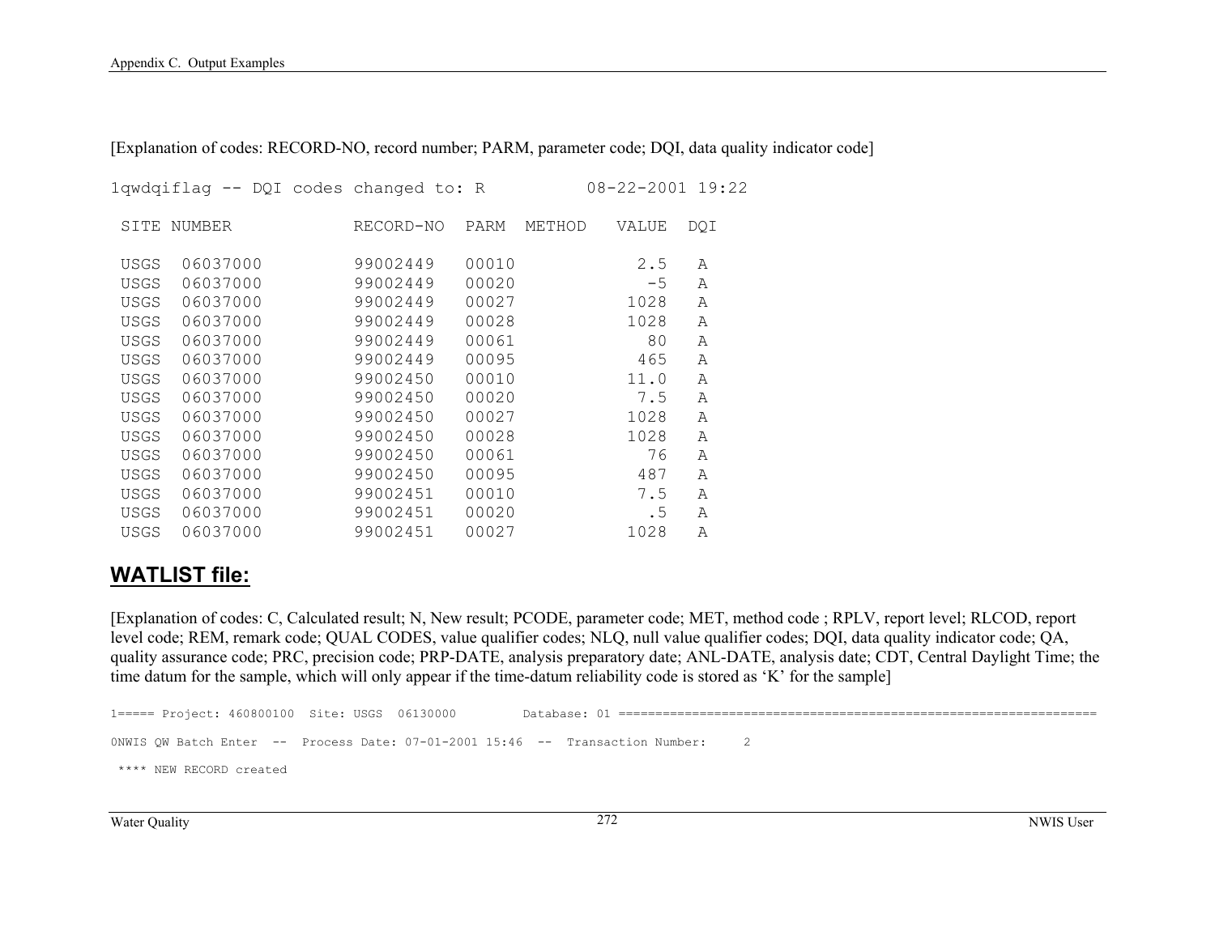[Explanation of codes: RECORD-NO, record number; PARM, parameter code; DQI, data quality indicator code]

```
1qwdqiflag -- DQI codes changed to: R          08-22-2001 19:22

 SITE NUMBER            RECORD-NO  PARM  METHOD   VALUE  DQI

 USGS  06037000         99002449   00010            2.5   A
 USGS  06037000         99002449   00020             -5   A
 USGS  06037000         99002449   00027           1028   A
 USGS  06037000         99002449   00028           1028   A
 USGS  06037000         99002449   00061             80   A
 USGS  06037000         99002449   00095            465   A
 USGS  06037000         99002450   00010           11.0   A
 USGS  06037000         99002450   00020            7.5   A
 USGS  06037000         99002450   00027           1028   A
 USGS  06037000         99002450   00028           1028   A
 USGS  06037000         99002450   00061             76   A
 USGS  06037000         99002450   00095            487   A
 USGS  06037000         99002451   00010            7.5   A
 USGS  06037000         99002451   00020             .5   A
 USGS  06037000         99002451   00027           1028   A
```

## WATLIST file:

[Explanation of codes: C, Calculated result; N, New result; PCODE, parameter code; MET, method code ; RPLV, report level; RLCOD, report level code; REM, remark code; QUAL CODES, value qualifier codes; NLQ, null value qualifier codes; DQI, data quality indicator code; QA, quality assurance code; PRC, precision code; PRP-DATE, analysis preparatory date; ANL-DATE, analysis date; CDT, Central Daylight Time; the time datum for the sample, which will only appear if the time-datum reliability code is stored as 'K' for the sample]

```
1===== Project: 460800100  Site: USGS  06130000         Database: 01 ==============================================================

0NWIS QW Batch Enter  --  Process Date: 07-01-2001 15:46  --  Transaction Number:     2

 **** NEW RECORD created
```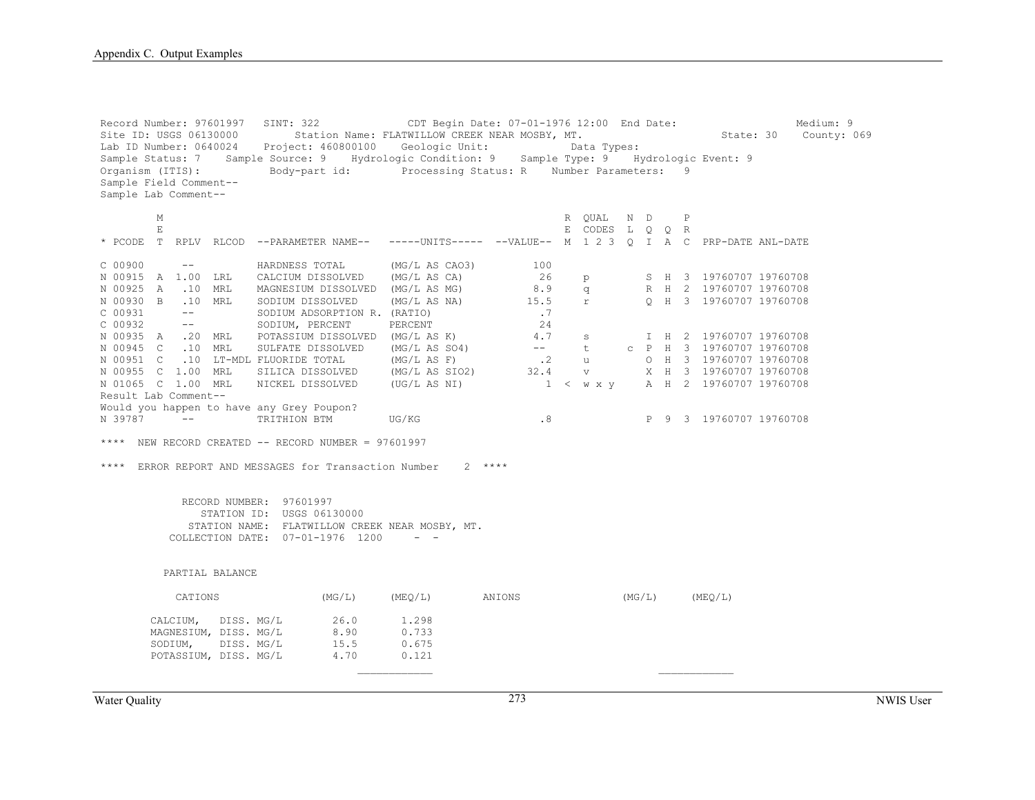```
Record Number: 97601997   SINT: 322            CDT Begin Date: 07-01-1976 12:00  End Date:                 Medium: 9
Site ID: USGS 06130000        Station Name: FLATWILLOW CREEK NEAR MOSBY, MT.                  State: 30    County: 069
Lab ID Number: 0640024    Project: 460800100    Geologic Unit:            Data Types:
Sample Status: 7    Sample Source: 9    Hydrologic Condition: 9    Sample Type: 9    Hydrologic Event: 9
Organism (ITIS):          Body-part id:         Processing Status: R    Number Parameters:   9
Sample Field Comment--
Sample Lab Comment--

        M                                                           R  QUAL   N  D     P
        E                                                           E  CODES  L  Q  Q  R
* PCODE  T  RPLV  RLCOD  --PARAMETER NAME--   -----UNITS-----  --VALUE--  M  1 2 3  Q  I  A  C  PRP-DATE ANL-DATE

C 00900      --          HARDNESS TOTAL       (MG/L AS CAO3)        100
N 00915  A  1.00  LRL    CALCIUM DISSOLVED    (MG/L AS CA)           26     p         S  H  3  19760707 19760708
N 00925  A   .10  MRL    MAGNESIUM DISSOLVED  (MG/L AS MG)          8.9     q         R  H  2  19760707 19760708
N 00930  B   .10  MRL    SODIUM DISSOLVED     (MG/L AS NA)         15.5     r         Q  H  3  19760707 19760708
C 00931      --          SODIUM ADSORPTION R. (RATIO)                .7
C 00932      --          SODIUM, PERCENT      PERCENT                24
N 00935  A   .20  MRL    POTASSIUM DISSOLVED  (MG/L AS K)           4.7     s         I  H  2  19760707 19760708
N 00945  C   .10  MRL    SULFATE DISSOLVED    (MG/L AS SO4)          --     t      c  P  H  3  19760707 19760708
N 00951  C   .10  LT-MDL FLUORIDE TOTAL       (MG/L AS F)            .2     u         O  H  3  19760707 19760708
N 00955  C  1.00  MRL    SILICA DISSOLVED     (MG/L AS SIO2)       32.4     v         X  H  3  19760707 19760708
N 01065  C  1.00  MRL    NICKEL DISSOLVED     (UG/L AS NI)            1  <  w x y     A  H  2  19760707 19760708
Result Lab Comment--
Would you happen to have any Grey Poupon?
N 39787      --          TRITHION BTM         UG/KG                  .8               P  9  3  19760707 19760708

****  NEW RECORD CREATED -- RECORD NUMBER = 97601997

****  ERROR REPORT AND MESSAGES for Transaction Number    2  ****


             RECORD NUMBER:  97601997
                STATION ID:  USGS 06130000
              STATION NAME:  FLATWILLOW CREEK NEAR MOSBY, MT.
           COLLECTION DATE:  07-01-1976  1200     -  -


          PARTIAL BALANCE

            CATIONS                (MG/L)     (MEQ/L)        ANIONS              (MG/L)     (MEQ/L)

        CALCIUM,   DISS. MG/L        26.0      1.298
        MAGNESIUM, DISS. MG/L        8.90      0.733
        SODIUM,    DISS. MG/L        15.5      0.675
        POTASSIUM, DISS. MG/L        4.70      0.121
                                           ___________                                   ___________
```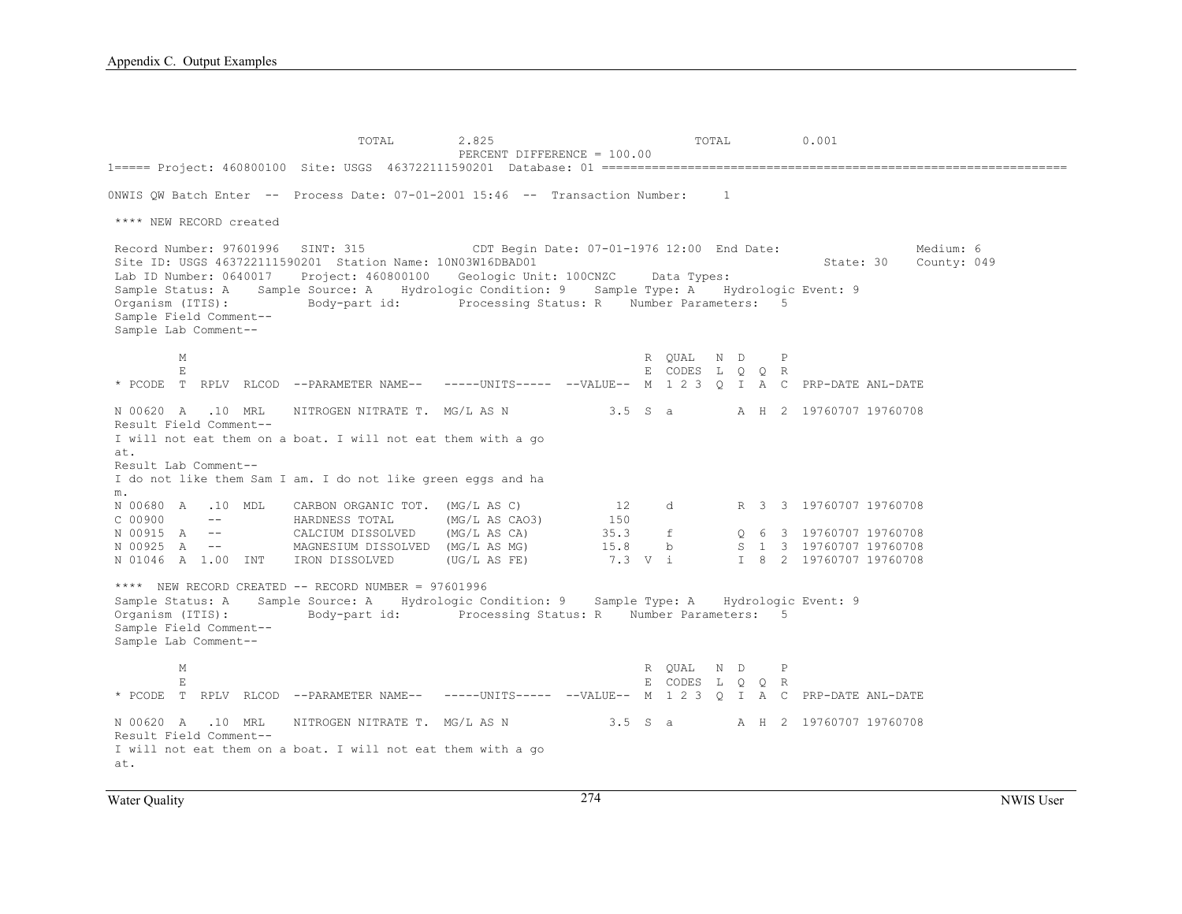```
                               TOTAL         2.825                          TOTAL          0.001
                                             PERCENT DIFFERENCE = 100.00
1===== Project: 460800100  Site: USGS  463722111590201  Database: 01 =================================================================

0NWIS QW Batch Enter  --  Process Date: 07-01-2001 15:46  --  Transaction Number:     1

 **** NEW RECORD created

 Record Number: 97601996   SINT: 315             CDT Begin Date: 07-01-1976 12:00  End Date:                  Medium: 6
 Site ID: USGS 463722111590201  Station Name: 10N03W16DBAD01                                       State: 30    County: 049
 Lab ID Number: 0640017    Project: 460800100    Geologic Unit: 100CNZC     Data Types:
 Sample Status: A    Sample Source: A    Hydrologic Condition: 9    Sample Type: A    Hydrologic Event: 9
 Organism (ITIS):          Body-part id:        Processing Status: R    Number Parameters:   5
 Sample Field Comment--
 Sample Lab Comment--

         M                                                         R  QUAL   N  D     P
         E                                                         E  CODES  L  Q  Q  R
 * PCODE  T  RPLV  RLCOD  --PARAMETER NAME--   -----UNITS-----  --VALUE--  M  1 2 3  Q  I  A  C  PRP-DATE ANL-DATE

 N 00620  A   .10  MRL    NITROGEN NITRATE T.  MG/L AS N             3.5  S  a        A  H  2  19760707 19760708
 Result Field Comment--
 I will not eat them on a boat. I will not eat them with a go
 at.
 Result Lab Comment--
 I do not like them Sam I am. I do not like green eggs and ha
 m.
 N 00680  A   .10  MDL    CARBON ORGANIC TOT.  (MG/L AS C)            12     d        R  3  3  19760707 19760708
 C 00900      --          HARDNESS TOTAL       (MG/L AS CAO3)        150
 N 00915  A   --          CALCIUM DISSOLVED    (MG/L AS CA)          35.3    f        Q  6  3  19760707 19760708
 N 00925  A   --          MAGNESIUM DISSOLVED  (MG/L AS MG)          15.8    b        S  1  3  19760707 19760708
 N 01046  A  1.00  INT    IRON DISSOLVED       (UG/L AS FE)           7.3  V  i        I  8  2  19760707 19760708

 ****  NEW RECORD CREATED -- RECORD NUMBER = 97601996
 Sample Status: A    Sample Source: A    Hydrologic Condition: 9    Sample Type: A    Hydrologic Event: 9
 Organism (ITIS):          Body-part id:        Processing Status: R    Number Parameters:   5
 Sample Field Comment--
 Sample Lab Comment--

         M                                                         R  QUAL   N  D     P
         E                                                         E  CODES  L  Q  Q  R
 * PCODE  T  RPLV  RLCOD  --PARAMETER NAME--   -----UNITS-----  --VALUE--  M  1 2 3  Q  I  A  C  PRP-DATE ANL-DATE

 N 00620  A   .10  MRL    NITROGEN NITRATE T.  MG/L AS N             3.5  S  a        A  H  2  19760707 19760708
 Result Field Comment--
 I will not eat them on a boat. I will not eat them with a go
 at.
```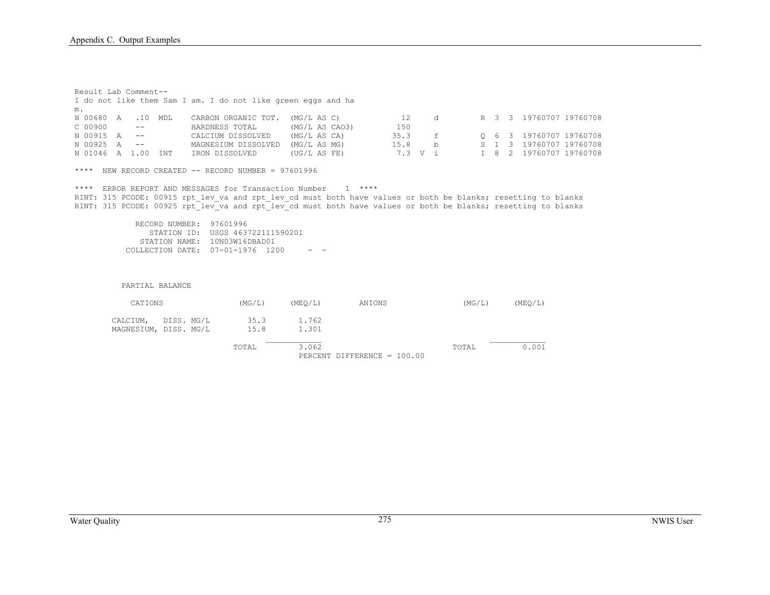```
Result Lab Comment--
I do not like them Sam I am. I do not like green eggs and ha
m.
N 00680  A   .10  MDL    CARBON ORGANIC TOT.  (MG/L AS C)            12      d         R  3  3  19760707 19760708
C 00900      --          HARDNESS TOTAL       (MG/L AS CAO3)        150
N 00915  A   --          CALCIUM DISSOLVED    (MG/L AS CA)          35.3     f         Q  6  3  19760707 19760708
N 00925  A   --          MAGNESIUM DISSOLVED  (MG/L AS MG)          15.8     b         S  1  3  19760707 19760708
N 01046  A  1.00  INT    IRON DISSOLVED       (UG/L AS FE)           7.3  V  i         I  8  2  19760707 19760708

****  NEW RECORD CREATED -- RECORD NUMBER = 97601996

****  ERROR REPORT AND MESSAGES for Transaction Number    1  ****
RINT: 315 PCODE: 00915 rpt_lev_va and rpt_lev_cd must both have values or both be blanks; resetting to blanks
RINT: 315 PCODE: 00925 rpt_lev_va and rpt_lev_cd must both have values or both be blanks; resetting to blanks

             RECORD NUMBER:  97601996
                STATION ID:  USGS 463722111590201
              STATION NAME:  10N03W16DBAD01
           COLLECTION DATE:  07-01-1976  1200     -  -



          PARTIAL BALANCE

            CATIONS                (MG/L)      (MEQ/L)        ANIONS                (MG/L)      (MEQ/L)

        CALCIUM,   DISS. MG/L        35.3       1.762
        MAGNESIUM, DISS. MG/L        15.8       1.301
                                              ____________                                   ____________
                             TOTAL              3.062                            TOTAL              0.001
                                           PERCENT DIFFERENCE = 100.00
```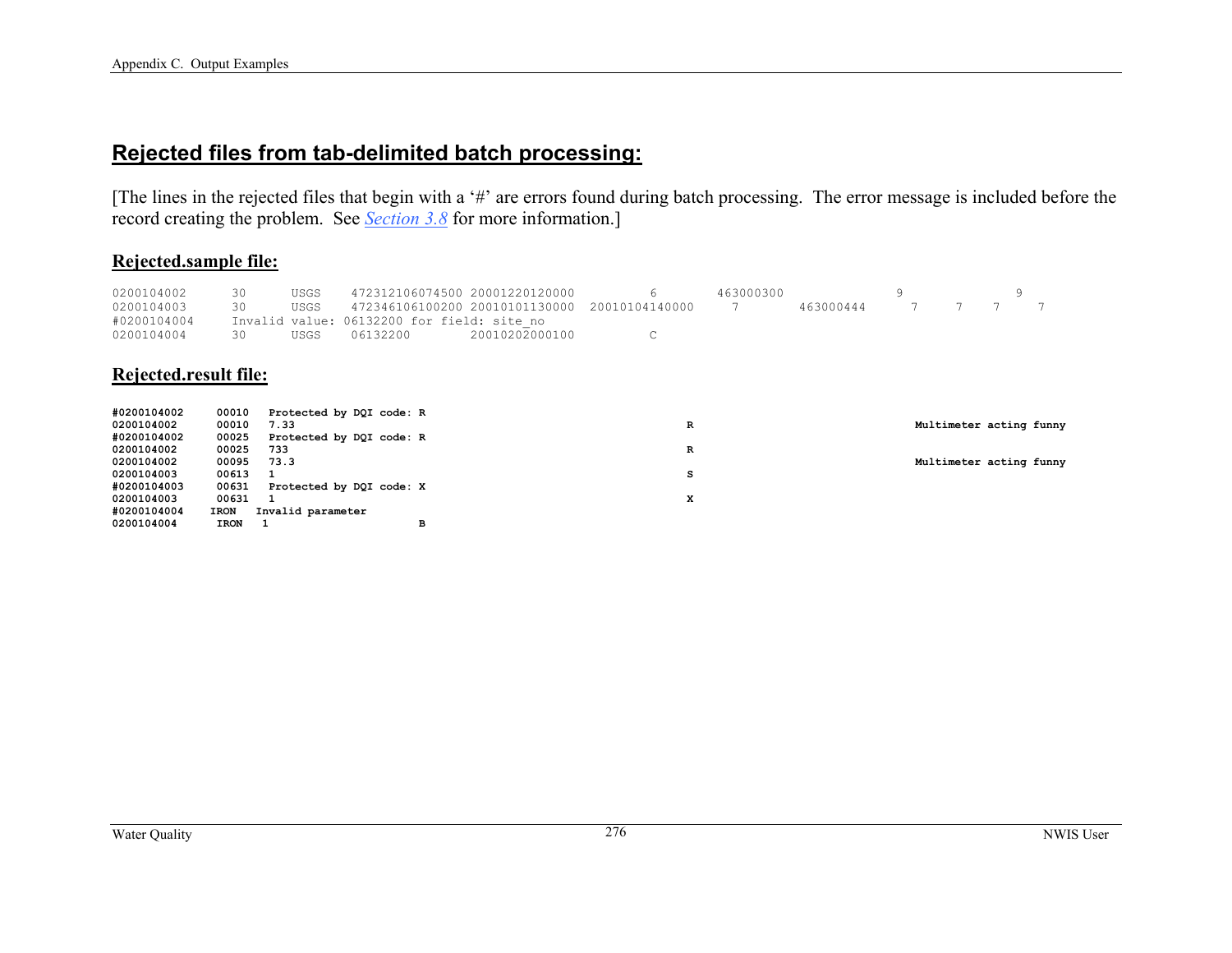## Rejected files from tab-delimited batch processing:

[The lines in the rejected files that begin with a '#' are errors found during batch processing. The error message is included before the record creating the problem. See *Section 3.8* for more information.]

### Rejected.sample file:

```
0200104002      30      USGS    472312106074500 20001220120000          6        463000300              9                9
0200104003      30      USGS    472346106100200 20010101130000  20010104140000     7        463000444      7      7    7     7
#0200104004     Invalid value: 06132200 for field: site_no
0200104004      30      USGS    06132200        20010202000100          C
```

### Rejected.result file:

```
#0200104002     00010   Protected by DQI code: R
0200104002      00010   7.33                                                        R                                  Multimeter acting funny
#0200104002     00025   Protected by DQI code: R
0200104002      00025   733                                                         R
0200104002      00095   73.3                                                                                           Multimeter acting funny
0200104003      00613   1                                                           S
#0200104003     00631   Protected by DQI code: X
0200104003      00631   1                                                           X
#0200104004     IRON  Invalid parameter
0200104004      IRON  1                       B
```